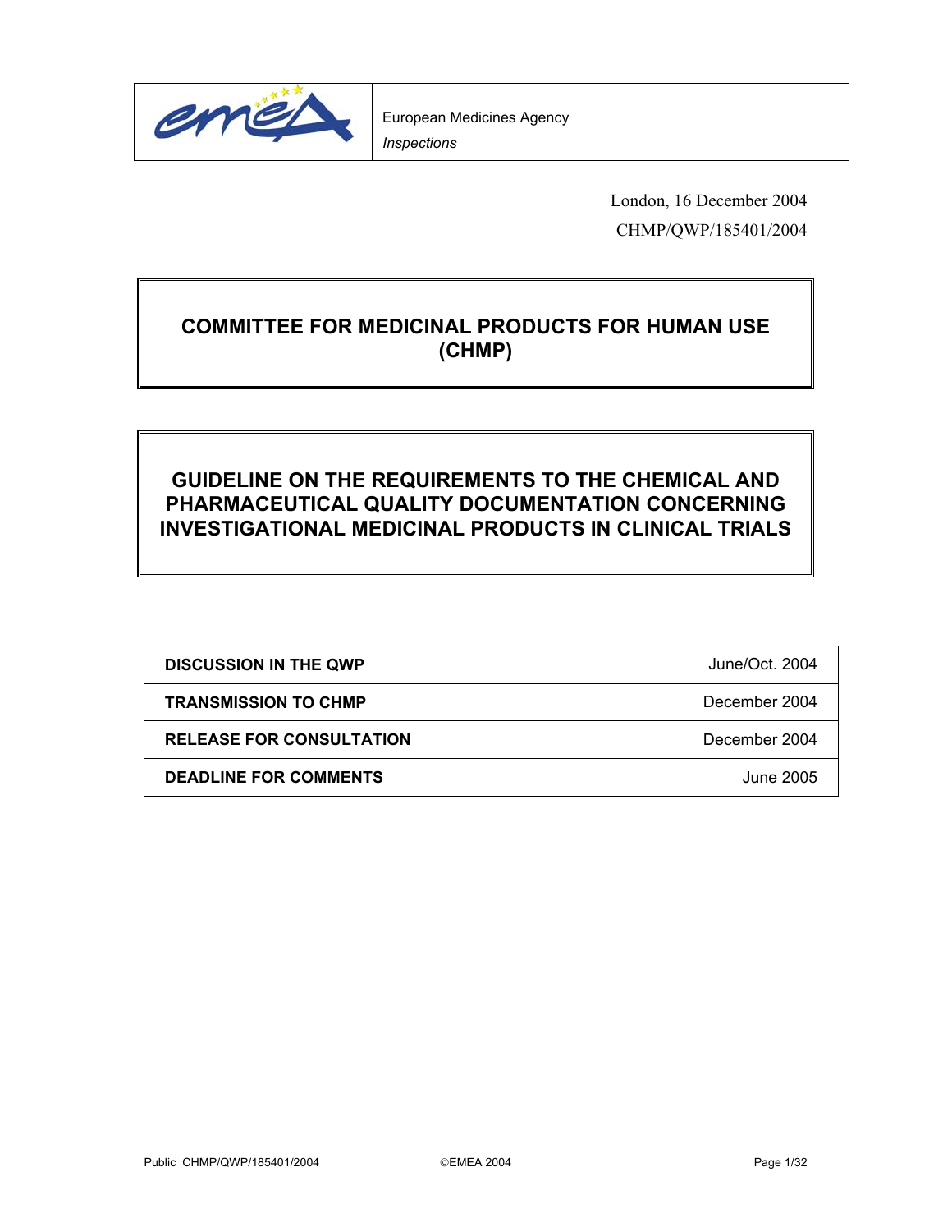European Medicines Agency
*Inspections*

London, 16 December 2004
CHMP/QWP/185401/2004

# COMMITTEE FOR MEDICINAL PRODUCTS FOR HUMAN USE (CHMP)

# GUIDELINE ON THE REQUIREMENTS TO THE CHEMICAL AND PHARMACEUTICAL QUALITY DOCUMENTATION CONCERNING INVESTIGATIONAL MEDICINAL PRODUCTS IN CLINICAL TRIALS

| | |
|---|---|
| **DISCUSSION IN THE QWP** | June/Oct. 2004 |
| **TRANSMISSION TO CHMP** | December 2004 |
| **RELEASE FOR CONSULTATION** | December 2004 |
| **DEADLINE FOR COMMENTS** | June 2005 |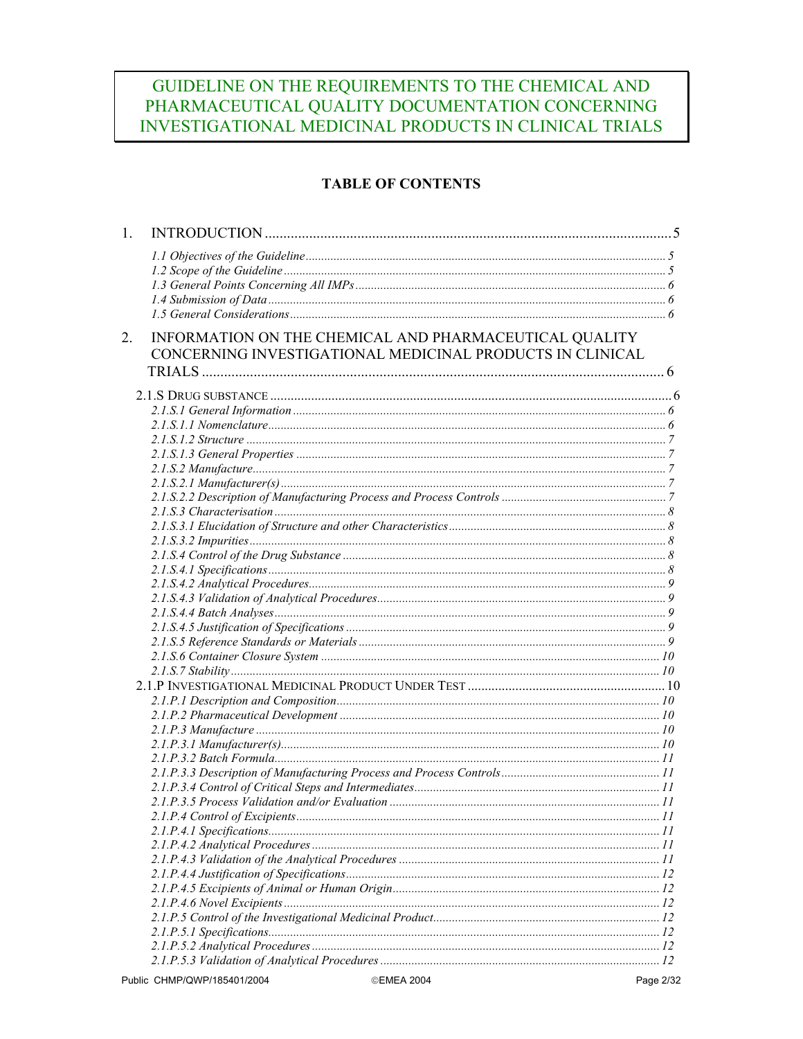# GUIDELINE ON THE REQUIREMENTS TO THE CHEMICAL AND PHARMACEUTICAL QUALITY DOCUMENTATION CONCERNING INVESTIGATIONAL MEDICINAL PRODUCTS IN CLINICAL TRIALS

## TABLE OF CONTENTS

1. INTRODUCTION ..... 5
   - *1.1 Objectives of the Guideline* ..... 5
   - *1.2 Scope of the Guideline* ..... 5
   - *1.3 General Points Concerning All IMPs* ..... 6
   - *1.4 Submission of Data* ..... 6
   - *1.5 General Considerations* ..... 6
2. INFORMATION ON THE CHEMICAL AND PHARMACEUTICAL QUALITY CONCERNING INVESTIGATIONAL MEDICINAL PRODUCTS IN CLINICAL TRIALS ..... 6
   - 2.1.S DRUG SUBSTANCE ..... 6
     - *2.1.S.1 General Information* ..... 6
     - *2.1.S.1.1 Nomenclature* ..... 6
     - *2.1.S.1.2 Structure* ..... 7
     - *2.1.S.1.3 General Properties* ..... 7
     - *2.1.S.2 Manufacture* ..... 7
     - *2.1.S.2.1 Manufacturer(s)* ..... 7
     - *2.1.S.2.2 Description of Manufacturing Process and Process Controls* ..... 7
     - *2.1.S.3 Characterisation* ..... 8
     - *2.1.S.3.1 Elucidation of Structure and other Characteristics* ..... 8
     - *2.1.S.3.2 Impurities* ..... 8
     - *2.1.S.4 Control of the Drug Substance* ..... 8
     - *2.1.S.4.1 Specifications* ..... 8
     - *2.1.S.4.2 Analytical Procedures* ..... 9
     - *2.1.S.4.3 Validation of Analytical Procedures* ..... 9
     - *2.1.S.4.4 Batch Analyses* ..... 9
     - *2.1.S.4.5 Justification of Specifications* ..... 9
     - *2.1.S.5 Reference Standards or Materials* ..... 9
     - *2.1.S.6 Container Closure System* ..... 10
     - *2.1.S.7 Stability* ..... 10
   - 2.1.P INVESTIGATIONAL MEDICINAL PRODUCT UNDER TEST ..... 10
     - *2.1.P.1 Description and Composition* ..... 10
     - *2.1.P.2 Pharmaceutical Development* ..... 10
     - *2.1.P.3 Manufacture* ..... 10
     - *2.1.P.3.1 Manufacturer(s)* ..... 10
     - *2.1.P.3.2 Batch Formula* ..... 11
     - *2.1.P.3.3 Description of Manufacturing Process and Process Controls* ..... 11
     - *2.1.P.3.4 Control of Critical Steps and Intermediates* ..... 11
     - *2.1.P.3.5 Process Validation and/or Evaluation* ..... 11
     - *2.1.P.4 Control of Excipients* ..... 11
     - *2.1.P.4.1 Specifications* ..... 11
     - *2.1.P.4.2 Analytical Procedures* ..... 11
     - *2.1.P.4.3 Validation of the Analytical Procedures* ..... 11
     - *2.1.P.4.4 Justification of Specifications* ..... 12
     - *2.1.P.4.5 Excipients of Animal or Human Origin* ..... 12
     - *2.1.P.4.6 Novel Excipients* ..... 12
     - *2.1.P.5 Control of the Investigational Medicinal Product* ..... 12
     - *2.1.P.5.1 Specifications* ..... 12
     - *2.1.P.5.2 Analytical Procedures* ..... 12
     - *2.1.P.5.3 Validation of Analytical Procedures* ..... 12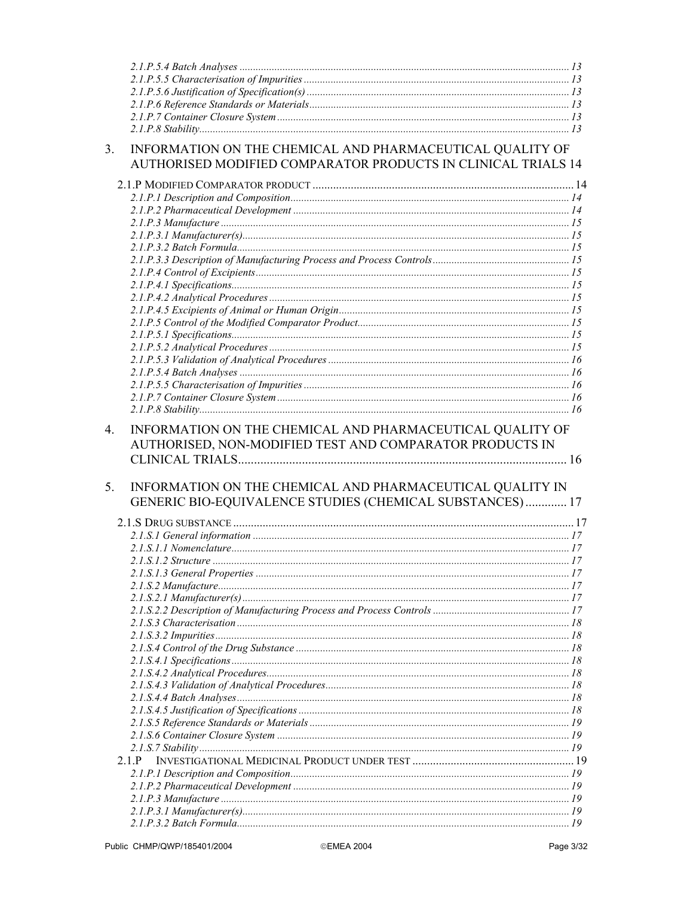2.1.P.5.4 Batch Analyses ..... 13
2.1.P.5.5 Characterisation of Impurities ..... 13
2.1.P.5.6 Justification of Specification(s) ..... 13
2.1.P.6 Reference Standards or Materials ..... 13
2.1.P.7 Container Closure System ..... 13
2.1.P.8 Stability ..... 13

3. INFORMATION ON THE CHEMICAL AND PHARMACEUTICAL QUALITY OF AUTHORISED MODIFIED COMPARATOR PRODUCTS IN CLINICAL TRIALS 14

2.1.P MODIFIED COMPARATOR PRODUCT ..... 14
2.1.P.1 Description and Composition ..... 14
2.1.P.2 Pharmaceutical Development ..... 14
2.1.P.3 Manufacture ..... 15
2.1.P.3.1 Manufacturer(s) ..... 15
2.1.P.3.2 Batch Formula ..... 15
2.1.P.3.3 Description of Manufacturing Process and Process Controls ..... 15
2.1.P.4 Control of Excipients ..... 15
2.1.P.4.1 Specifications ..... 15
2.1.P.4.2 Analytical Procedures ..... 15
2.1.P.4.5 Excipients of Animal or Human Origin ..... 15
2.1.P.5 Control of the Modified Comparator Product ..... 15
2.1.P.5.1 Specifications ..... 15
2.1.P.5.2 Analytical Procedures ..... 15
2.1.P.5.3 Validation of Analytical Procedures ..... 16
2.1.P.5.4 Batch Analyses ..... 16
2.1.P.5.5 Characterisation of Impurities ..... 16
2.1.P.7 Container Closure System ..... 16
2.1.P.8 Stability ..... 16

4. INFORMATION ON THE CHEMICAL AND PHARMACEUTICAL QUALITY OF AUTHORISED, NON-MODIFIED TEST AND COMPARATOR PRODUCTS IN CLINICAL TRIALS ..... 16

5. INFORMATION ON THE CHEMICAL AND PHARMACEUTICAL QUALITY IN GENERIC BIO-EQUIVALENCE STUDIES (CHEMICAL SUBSTANCES) ..... 17

2.1.S DRUG SUBSTANCE ..... 17
2.1.S.1 General information ..... 17
2.1.S.1.1 Nomenclature ..... 17
2.1.S.1.2 Structure ..... 17
2.1.S.1.3 General Properties ..... 17
2.1.S.2 Manufacture ..... 17
2.1.S.2.1 Manufacturer(s) ..... 17
2.1.S.2.2 Description of Manufacturing Process and Process Controls ..... 17
2.1.S.3 Characterisation ..... 18
2.1.S.3.2 Impurities ..... 18
2.1.S.4 Control of the Drug Substance ..... 18
2.1.S.4.1 Specifications ..... 18
2.1.S.4.2 Analytical Procedures ..... 18
2.1.S.4.3 Validation of Analytical Procedures ..... 18
2.1.S.4.4 Batch Analyses ..... 18
2.1.S.4.5 Justification of Specifications ..... 18
2.1.S.5 Reference Standards or Materials ..... 19
2.1.S.6 Container Closure System ..... 19
2.1.S.7 Stability ..... 19
2.1.P INVESTIGATIONAL MEDICINAL PRODUCT UNDER TEST ..... 19
2.1.P.1 Description and Composition ..... 19
2.1.P.2 Pharmaceutical Development ..... 19
2.1.P.3 Manufacture ..... 19
2.1.P.3.1 Manufacturer(s) ..... 19
2.1.P.3.2 Batch Formula ..... 19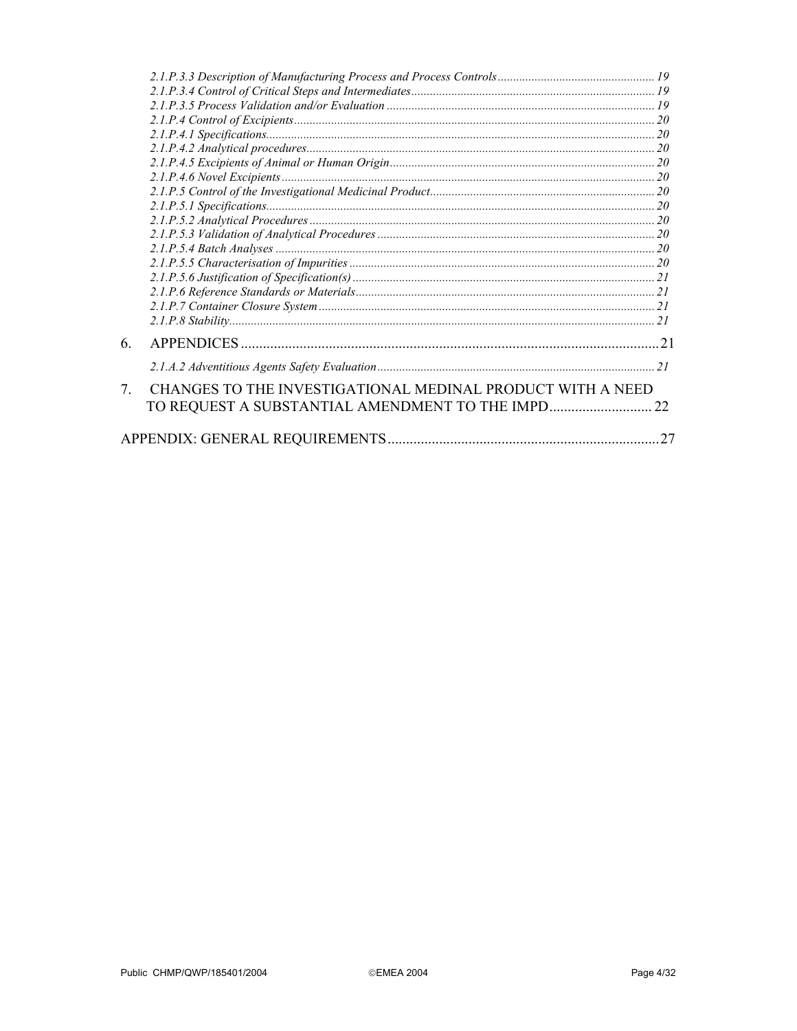*2.1.P.3.3 Description of Manufacturing Process and Process Controls* ........ 19
*2.1.P.3.4 Control of Critical Steps and Intermediates* ........ 19
*2.1.P.3.5 Process Validation and/or Evaluation* ........ 19
*2.1.P.4 Control of Excipients* ........ 20
*2.1.P.4.1 Specifications* ........ 20
*2.1.P.4.2 Analytical procedures* ........ 20
*2.1.P.4.5 Excipients of Animal or Human Origin* ........ 20
*2.1.P.4.6 Novel Excipients* ........ 20
*2.1.P.5 Control of the Investigational Medicinal Product* ........ 20
*2.1.P.5.1 Specifications* ........ 20
*2.1.P.5.2 Analytical Procedures* ........ 20
*2.1.P.5.3 Validation of Analytical Procedures* ........ 20
*2.1.P.5.4 Batch Analyses* ........ 20
*2.1.P.5.5 Characterisation of Impurities* ........ 20
*2.1.P.5.6 Justification of Specification(s)* ........ 21
*2.1.P.6 Reference Standards or Materials* ........ 21
*2.1.P.7 Container Closure System* ........ 21
*2.1.P.8 Stability* ........ 21

6. APPENDICES ........ 21

*2.1.A.2 Adventitious Agents Safety Evaluation* ........ 21

7. CHANGES TO THE INVESTIGATIONAL MEDINAL PRODUCT WITH A NEED TO REQUEST A SUBSTANTIAL AMENDMENT TO THE IMPD ........ 22

APPENDIX: GENERAL REQUIREMENTS ........ 27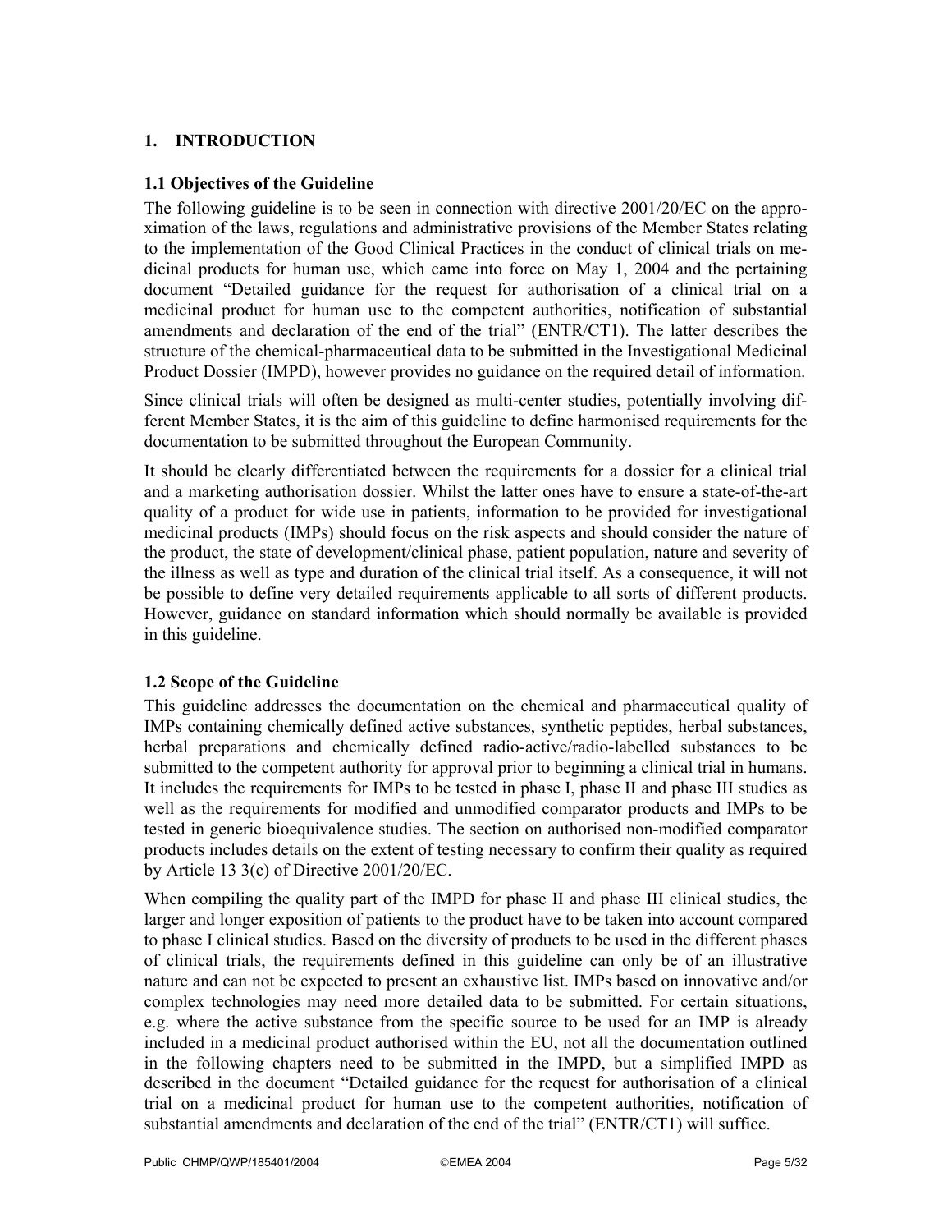# 1. INTRODUCTION

## 1.1 Objectives of the Guideline

The following guideline is to be seen in connection with directive 2001/20/EC on the approximation of the laws, regulations and administrative provisions of the Member States relating to the implementation of the Good Clinical Practices in the conduct of clinical trials on medicinal products for human use, which came into force on May 1, 2004 and the pertaining document "Detailed guidance for the request for authorisation of a clinical trial on a medicinal product for human use to the competent authorities, notification of substantial amendments and declaration of the end of the trial" (ENTR/CT1). The latter describes the structure of the chemical-pharmaceutical data to be submitted in the Investigational Medicinal Product Dossier (IMPD), however provides no guidance on the required detail of information.

Since clinical trials will often be designed as multi-center studies, potentially involving different Member States, it is the aim of this guideline to define harmonised requirements for the documentation to be submitted throughout the European Community.

It should be clearly differentiated between the requirements for a dossier for a clinical trial and a marketing authorisation dossier. Whilst the latter ones have to ensure a state-of-the-art quality of a product for wide use in patients, information to be provided for investigational medicinal products (IMPs) should focus on the risk aspects and should consider the nature of the product, the state of development/clinical phase, patient population, nature and severity of the illness as well as type and duration of the clinical trial itself. As a consequence, it will not be possible to define very detailed requirements applicable to all sorts of different products. However, guidance on standard information which should normally be available is provided in this guideline.

## 1.2 Scope of the Guideline

This guideline addresses the documentation on the chemical and pharmaceutical quality of IMPs containing chemically defined active substances, synthetic peptides, herbal substances, herbal preparations and chemically defined radio-active/radio-labelled substances to be submitted to the competent authority for approval prior to beginning a clinical trial in humans. It includes the requirements for IMPs to be tested in phase I, phase II and phase III studies as well as the requirements for modified and unmodified comparator products and IMPs to be tested in generic bioequivalence studies. The section on authorised non-modified comparator products includes details on the extent of testing necessary to confirm their quality as required by Article 13 3(c) of Directive 2001/20/EC.

When compiling the quality part of the IMPD for phase II and phase III clinical studies, the larger and longer exposition of patients to the product have to be taken into account compared to phase I clinical studies. Based on the diversity of products to be used in the different phases of clinical trials, the requirements defined in this guideline can only be of an illustrative nature and can not be expected to present an exhaustive list. IMPs based on innovative and/or complex technologies may need more detailed data to be submitted. For certain situations, e.g. where the active substance from the specific source to be used for an IMP is already included in a medicinal product authorised within the EU, not all the documentation outlined in the following chapters need to be submitted in the IMPD, but a simplified IMPD as described in the document "Detailed guidance for the request for authorisation of a clinical trial on a medicinal product for human use to the competent authorities, notification of substantial amendments and declaration of the end of the trial" (ENTR/CT1) will suffice.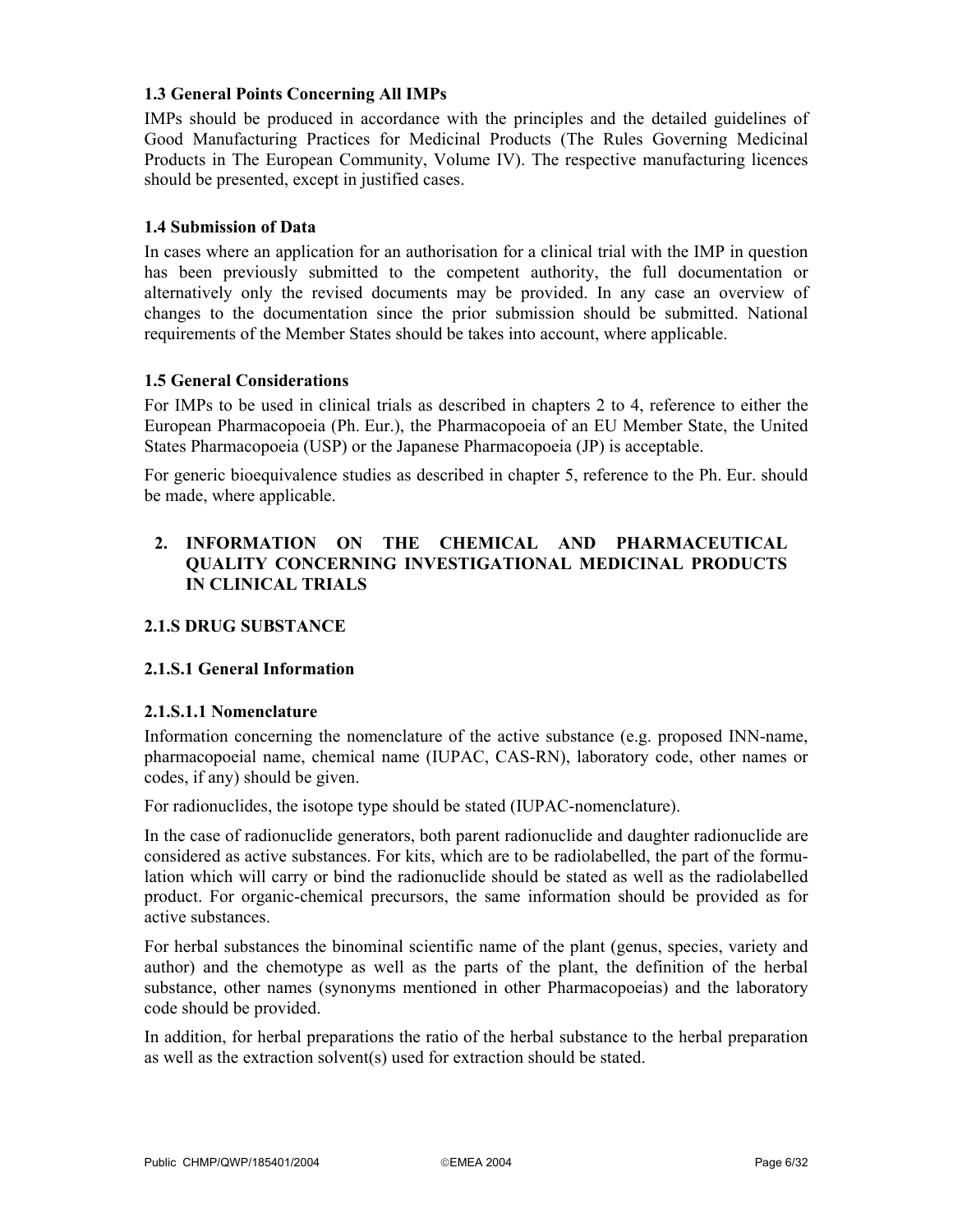### 1.3 General Points Concerning All IMPs

IMPs should be produced in accordance with the principles and the detailed guidelines of Good Manufacturing Practices for Medicinal Products (The Rules Governing Medicinal Products in The European Community, Volume IV). The respective manufacturing licences should be presented, except in justified cases.

### 1.4 Submission of Data

In cases where an application for an authorisation for a clinical trial with the IMP in question has been previously submitted to the competent authority, the full documentation or alternatively only the revised documents may be provided. In any case an overview of changes to the documentation since the prior submission should be submitted. National requirements of the Member States should be takes into account, where applicable.

### 1.5 General Considerations

For IMPs to be used in clinical trials as described in chapters 2 to 4, reference to either the European Pharmacopoeia (Ph. Eur.), the Pharmacopoeia of an EU Member State, the United States Pharmacopoeia (USP) or the Japanese Pharmacopoeia (JP) is acceptable.

For generic bioequivalence studies as described in chapter 5, reference to the Ph. Eur. should be made, where applicable.

## 2. INFORMATION ON THE CHEMICAL AND PHARMACEUTICAL QUALITY CONCERNING INVESTIGATIONAL MEDICINAL PRODUCTS IN CLINICAL TRIALS

### 2.1.S DRUG SUBSTANCE

### 2.1.S.1 General Information

#### 2.1.S.1.1 Nomenclature

Information concerning the nomenclature of the active substance (e.g. proposed INN-name, pharmacopoeial name, chemical name (IUPAC, CAS-RN), laboratory code, other names or codes, if any) should be given.

For radionuclides, the isotope type should be stated (IUPAC-nomenclature).

In the case of radionuclide generators, both parent radionuclide and daughter radionuclide are considered as active substances. For kits, which are to be radiolabelled, the part of the formulation which will carry or bind the radionuclide should be stated as well as the radiolabelled product. For organic-chemical precursors, the same information should be provided as for active substances.

For herbal substances the binominal scientific name of the plant (genus, species, variety and author) and the chemotype as well as the parts of the plant, the definition of the herbal substance, other names (synonyms mentioned in other Pharmacopoeias) and the laboratory code should be provided.

In addition, for herbal preparations the ratio of the herbal substance to the herbal preparation as well as the extraction solvent(s) used for extraction should be stated.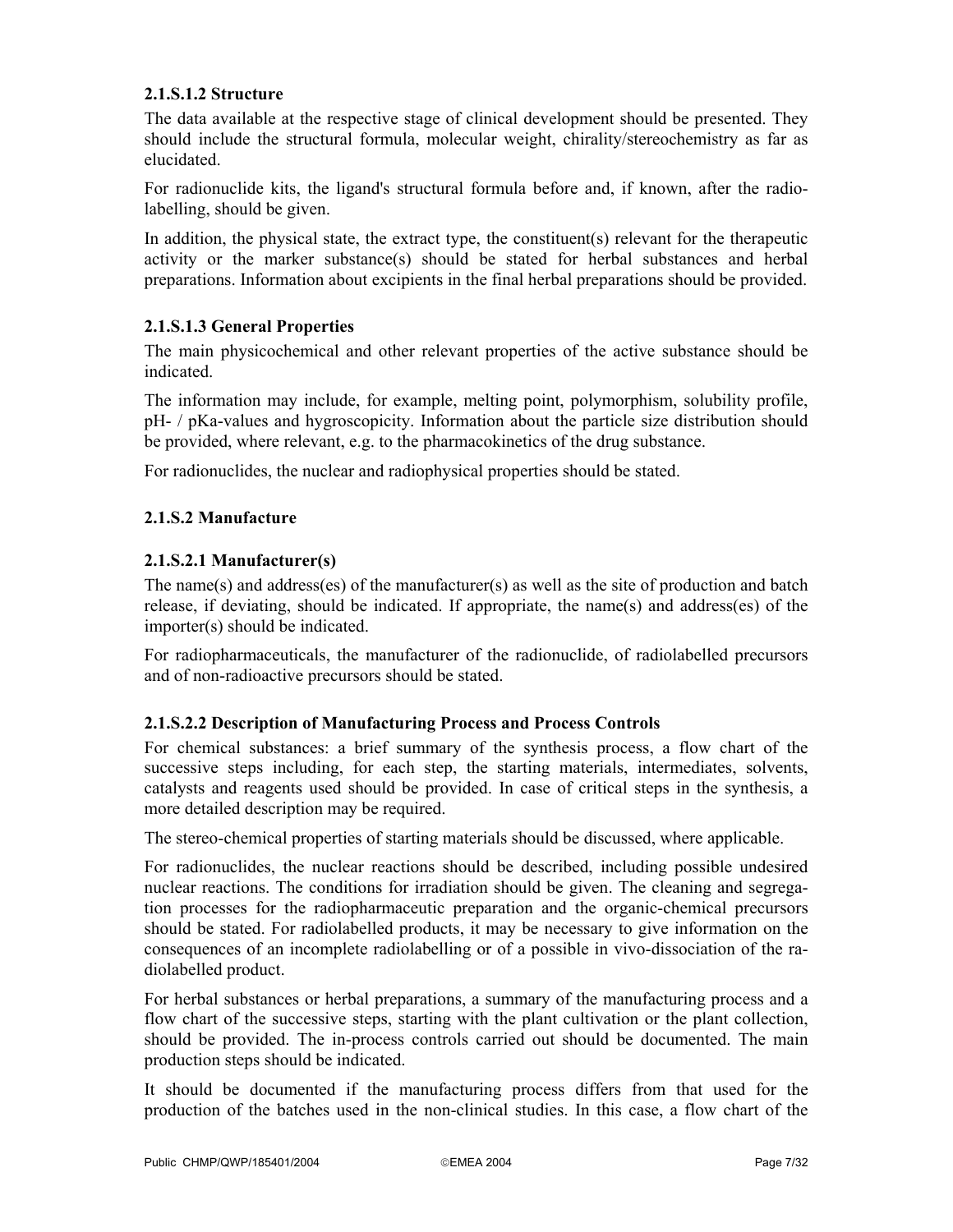#### 2.1.S.1.2 Structure

The data available at the respective stage of clinical development should be presented. They should include the structural formula, molecular weight, chirality/stereochemistry as far as elucidated.

For radionuclide kits, the ligand's structural formula before and, if known, after the radio-labelling, should be given.

In addition, the physical state, the extract type, the constituent(s) relevant for the therapeutic activity or the marker substance(s) should be stated for herbal substances and herbal preparations. Information about excipients in the final herbal preparations should be provided.

#### 2.1.S.1.3 General Properties

The main physicochemical and other relevant properties of the active substance should be indicated.

The information may include, for example, melting point, polymorphism, solubility profile, pH- / pKa-values and hygroscopicity. Information about the particle size distribution should be provided, where relevant, e.g. to the pharmacokinetics of the drug substance.

For radionuclides, the nuclear and radiophysical properties should be stated.

### 2.1.S.2 Manufacture

#### 2.1.S.2.1 Manufacturer(s)

The name(s) and address(es) of the manufacturer(s) as well as the site of production and batch release, if deviating, should be indicated. If appropriate, the name(s) and address(es) of the importer(s) should be indicated.

For radiopharmaceuticals, the manufacturer of the radionuclide, of radiolabelled precursors and of non-radioactive precursors should be stated.

#### 2.1.S.2.2 Description of Manufacturing Process and Process Controls

For chemical substances: a brief summary of the synthesis process, a flow chart of the successive steps including, for each step, the starting materials, intermediates, solvents, catalysts and reagents used should be provided. In case of critical steps in the synthesis, a more detailed description may be required.

The stereo-chemical properties of starting materials should be discussed, where applicable.

For radionuclides, the nuclear reactions should be described, including possible undesired nuclear reactions. The conditions for irradiation should be given. The cleaning and segregation processes for the radiopharmaceutic preparation and the organic-chemical precursors should be stated. For radiolabelled products, it may be necessary to give information on the consequences of an incomplete radiolabelling or of a possible in vivo-dissociation of the radiolabelled product.

For herbal substances or herbal preparations, a summary of the manufacturing process and a flow chart of the successive steps, starting with the plant cultivation or the plant collection, should be provided. The in-process controls carried out should be documented. The main production steps should be indicated.

It should be documented if the manufacturing process differs from that used for the production of the batches used in the non-clinical studies. In this case, a flow chart of the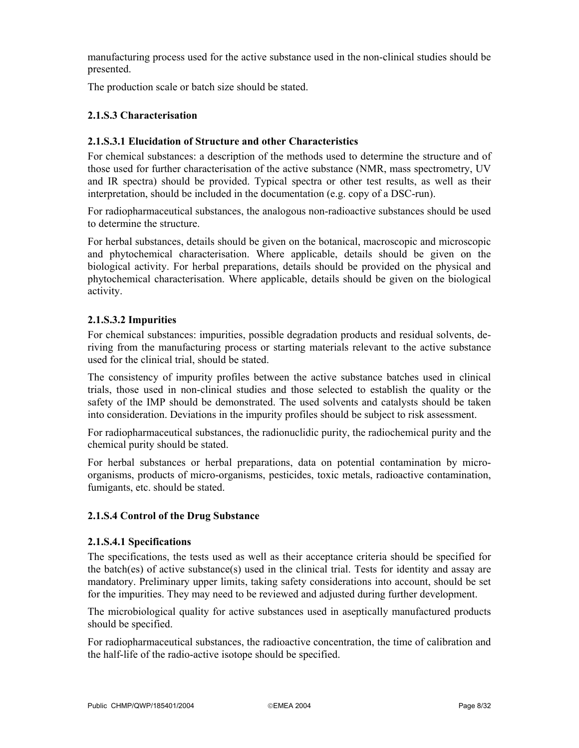manufacturing process used for the active substance used in the non-clinical studies should be presented.

The production scale or batch size should be stated.

### 2.1.S.3 Characterisation

#### 2.1.S.3.1 Elucidation of Structure and other Characteristics

For chemical substances: a description of the methods used to determine the structure and of those used for further characterisation of the active substance (NMR, mass spectrometry, UV and IR spectra) should be provided. Typical spectra or other test results, as well as their interpretation, should be included in the documentation (e.g. copy of a DSC-run).

For radiopharmaceutical substances, the analogous non-radioactive substances should be used to determine the structure.

For herbal substances, details should be given on the botanical, macroscopic and microscopic and phytochemical characterisation. Where applicable, details should be given on the biological activity. For herbal preparations, details should be provided on the physical and phytochemical characterisation. Where applicable, details should be given on the biological activity.

#### 2.1.S.3.2 Impurities

For chemical substances: impurities, possible degradation products and residual solvents, deriving from the manufacturing process or starting materials relevant to the active substance used for the clinical trial, should be stated.

The consistency of impurity profiles between the active substance batches used in clinical trials, those used in non-clinical studies and those selected to establish the quality or the safety of the IMP should be demonstrated. The used solvents and catalysts should be taken into consideration. Deviations in the impurity profiles should be subject to risk assessment.

For radiopharmaceutical substances, the radionuclidic purity, the radiochemical purity and the chemical purity should be stated.

For herbal substances or herbal preparations, data on potential contamination by micro-organisms, products of micro-organisms, pesticides, toxic metals, radioactive contamination, fumigants, etc. should be stated.

### 2.1.S.4 Control of the Drug Substance

#### 2.1.S.4.1 Specifications

The specifications, the tests used as well as their acceptance criteria should be specified for the batch(es) of active substance(s) used in the clinical trial. Tests for identity and assay are mandatory. Preliminary upper limits, taking safety considerations into account, should be set for the impurities. They may need to be reviewed and adjusted during further development.

The microbiological quality for active substances used in aseptically manufactured products should be specified.

For radiopharmaceutical substances, the radioactive concentration, the time of calibration and the half-life of the radio-active isotope should be specified.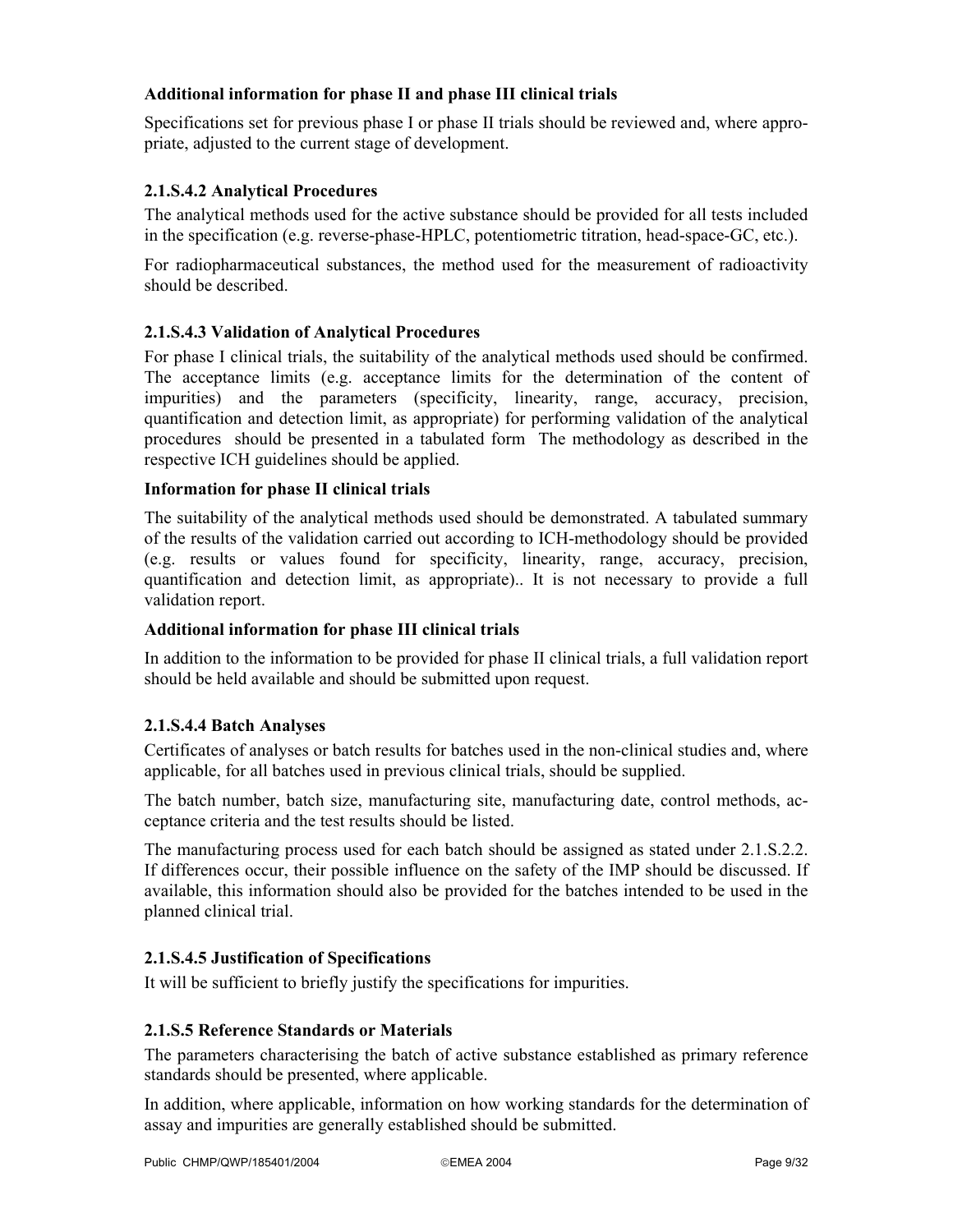**Additional information for phase II and phase III clinical trials**

Specifications set for previous phase I or phase II trials should be reviewed and, where appropriate, adjusted to the current stage of development.

### 2.1.S.4.2 Analytical Procedures

The analytical methods used for the active substance should be provided for all tests included in the specification (e.g. reverse-phase-HPLC, potentiometric titration, head-space-GC, etc.).

For radiopharmaceutical substances, the method used for the measurement of radioactivity should be described.

### 2.1.S.4.3 Validation of Analytical Procedures

For phase I clinical trials, the suitability of the analytical methods used should be confirmed. The acceptance limits (e.g. acceptance limits for the determination of the content of impurities) and the parameters (specificity, linearity, range, accuracy, precision, quantification and detection limit, as appropriate) for performing validation of the analytical procedures should be presented in a tabulated form The methodology as described in the respective ICH guidelines should be applied.

**Information for phase II clinical trials**

The suitability of the analytical methods used should be demonstrated. A tabulated summary of the results of the validation carried out according to ICH-methodology should be provided (e.g. results or values found for specificity, linearity, range, accuracy, precision, quantification and detection limit, as appropriate).. It is not necessary to provide a full validation report.

**Additional information for phase III clinical trials**

In addition to the information to be provided for phase II clinical trials, a full validation report should be held available and should be submitted upon request.

### 2.1.S.4.4 Batch Analyses

Certificates of analyses or batch results for batches used in the non-clinical studies and, where applicable, for all batches used in previous clinical trials, should be supplied.

The batch number, batch size, manufacturing site, manufacturing date, control methods, acceptance criteria and the test results should be listed.

The manufacturing process used for each batch should be assigned as stated under 2.1.S.2.2. If differences occur, their possible influence on the safety of the IMP should be discussed. If available, this information should also be provided for the batches intended to be used in the planned clinical trial.

### 2.1.S.4.5 Justification of Specifications

It will be sufficient to briefly justify the specifications for impurities.

### 2.1.S.5 Reference Standards or Materials

The parameters characterising the batch of active substance established as primary reference standards should be presented, where applicable.

In addition, where applicable, information on how working standards for the determination of assay and impurities are generally established should be submitted.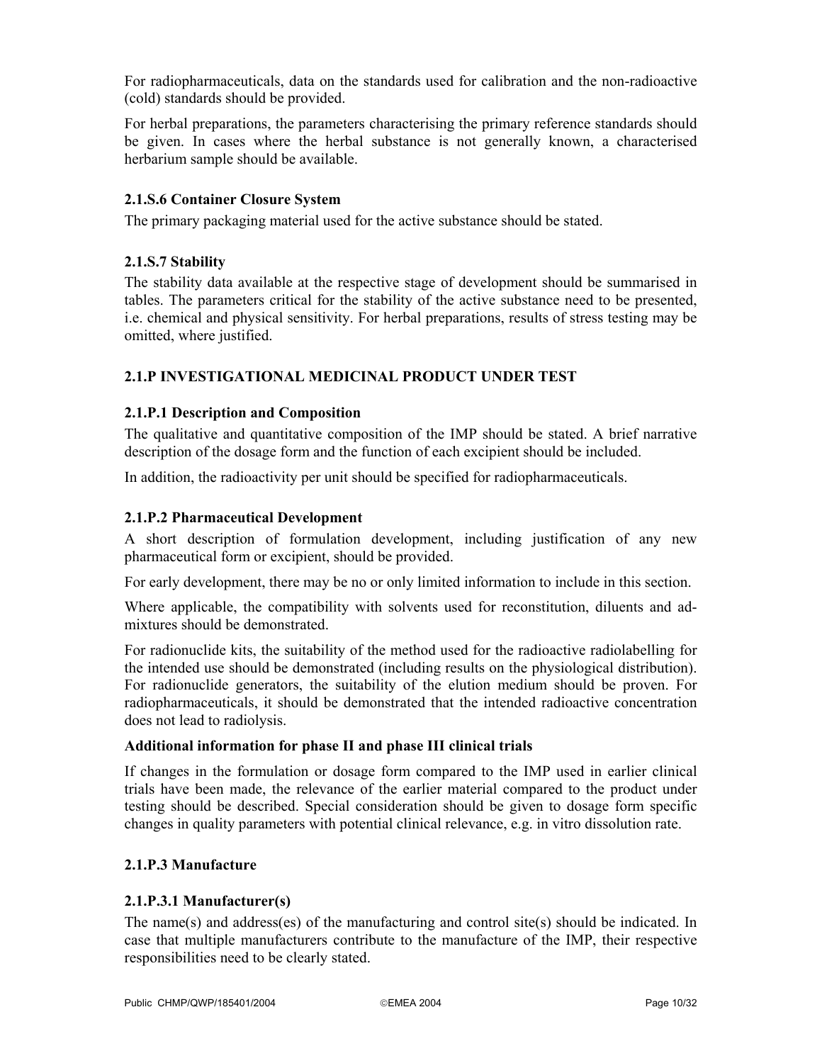For radiopharmaceuticals, data on the standards used for calibration and the non-radioactive (cold) standards should be provided.

For herbal preparations, the parameters characterising the primary reference standards should be given. In cases where the herbal substance is not generally known, a characterised herbarium sample should be available.

### 2.1.S.6 Container Closure System

The primary packaging material used for the active substance should be stated.

### 2.1.S.7 Stability

The stability data available at the respective stage of development should be summarised in tables. The parameters critical for the stability of the active substance need to be presented, i.e. chemical and physical sensitivity. For herbal preparations, results of stress testing may be omitted, where justified.

## 2.1.P INVESTIGATIONAL MEDICINAL PRODUCT UNDER TEST

### 2.1.P.1 Description and Composition

The qualitative and quantitative composition of the IMP should be stated. A brief narrative description of the dosage form and the function of each excipient should be included.

In addition, the radioactivity per unit should be specified for radiopharmaceuticals.

### 2.1.P.2 Pharmaceutical Development

A short description of formulation development, including justification of any new pharmaceutical form or excipient, should be provided.

For early development, there may be no or only limited information to include in this section.

Where applicable, the compatibility with solvents used for reconstitution, diluents and ad-mixtures should be demonstrated.

For radionuclide kits, the suitability of the method used for the radioactive radiolabelling for the intended use should be demonstrated (including results on the physiological distribution). For radionuclide generators, the suitability of the elution medium should be proven. For radiopharmaceuticals, it should be demonstrated that the intended radioactive concentration does not lead to radiolysis.

**Additional information for phase II and phase III clinical trials**

If changes in the formulation or dosage form compared to the IMP used in earlier clinical trials have been made, the relevance of the earlier material compared to the product under testing should be described. Special consideration should be given to dosage form specific changes in quality parameters with potential clinical relevance, e.g. in vitro dissolution rate.

### 2.1.P.3 Manufacture

### 2.1.P.3.1 Manufacturer(s)

The name(s) and address(es) of the manufacturing and control site(s) should be indicated. In case that multiple manufacturers contribute to the manufacture of the IMP, their respective responsibilities need to be clearly stated.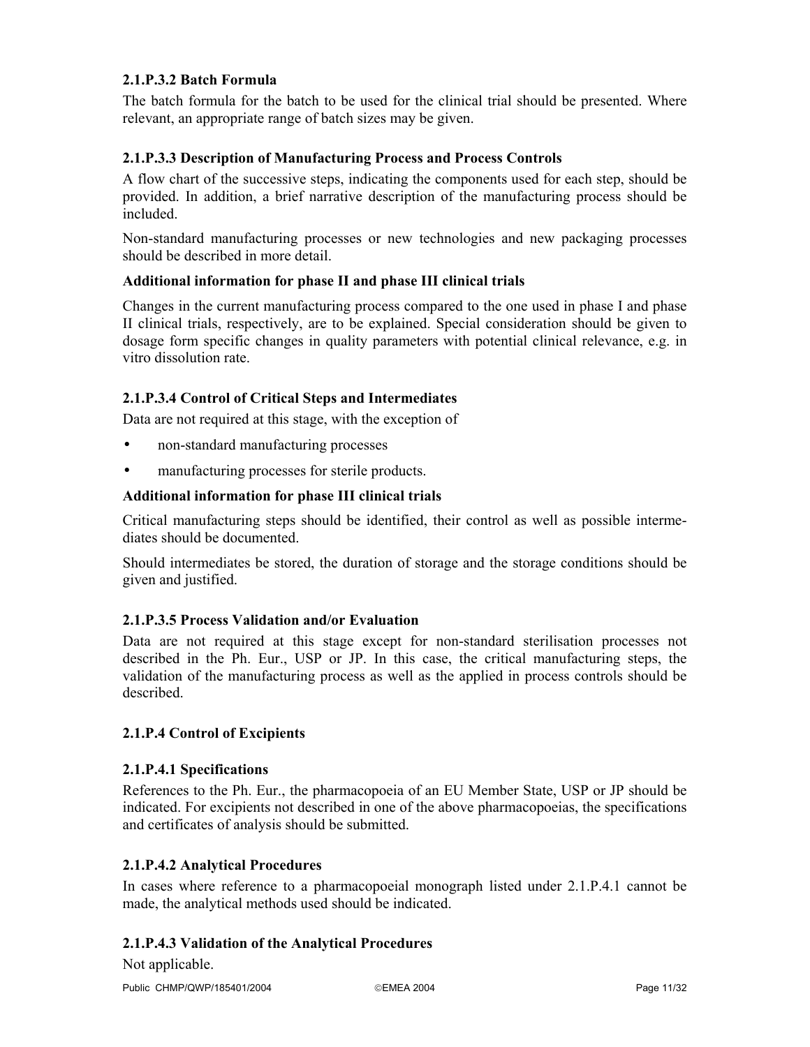### 2.1.P.3.2 Batch Formula

The batch formula for the batch to be used for the clinical trial should be presented. Where relevant, an appropriate range of batch sizes may be given.

### 2.1.P.3.3 Description of Manufacturing Process and Process Controls

A flow chart of the successive steps, indicating the components used for each step, should be provided. In addition, a brief narrative description of the manufacturing process should be included.

Non-standard manufacturing processes or new technologies and new packaging processes should be described in more detail.

**Additional information for phase II and phase III clinical trials**

Changes in the current manufacturing process compared to the one used in phase I and phase II clinical trials, respectively, are to be explained. Special consideration should be given to dosage form specific changes in quality parameters with potential clinical relevance, e.g. in vitro dissolution rate.

### 2.1.P.3.4 Control of Critical Steps and Intermediates

Data are not required at this stage, with the exception of

- non-standard manufacturing processes
- manufacturing processes for sterile products.

**Additional information for phase III clinical trials**

Critical manufacturing steps should be identified, their control as well as possible intermediates should be documented.

Should intermediates be stored, the duration of storage and the storage conditions should be given and justified.

### 2.1.P.3.5 Process Validation and/or Evaluation

Data are not required at this stage except for non-standard sterilisation processes not described in the Ph. Eur., USP or JP. In this case, the critical manufacturing steps, the validation of the manufacturing process as well as the applied in process controls should be described.

## 2.1.P.4 Control of Excipients

### 2.1.P.4.1 Specifications

References to the Ph. Eur., the pharmacopoeia of an EU Member State, USP or JP should be indicated. For excipients not described in one of the above pharmacopoeias, the specifications and certificates of analysis should be submitted.

### 2.1.P.4.2 Analytical Procedures

In cases where reference to a pharmacopoeial monograph listed under 2.1.P.4.1 cannot be made, the analytical methods used should be indicated.

### 2.1.P.4.3 Validation of the Analytical Procedures

Not applicable.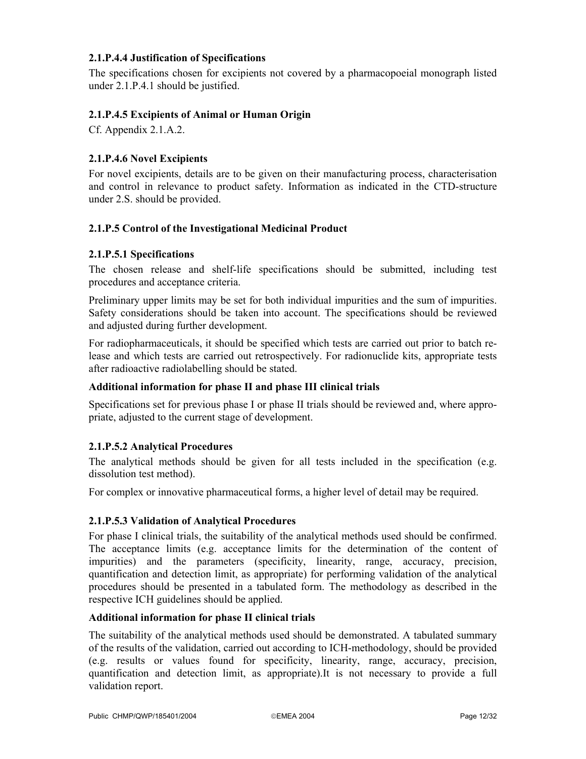### 2.1.P.4.4 Justification of Specifications

The specifications chosen for excipients not covered by a pharmacopoeial monograph listed under 2.1.P.4.1 should be justified.

### 2.1.P.4.5 Excipients of Animal or Human Origin

Cf. Appendix 2.1.A.2.

### 2.1.P.4.6 Novel Excipients

For novel excipients, details are to be given on their manufacturing process, characterisation and control in relevance to product safety. Information as indicated in the CTD-structure under 2.S. should be provided.

### 2.1.P.5 Control of the Investigational Medicinal Product

### 2.1.P.5.1 Specifications

The chosen release and shelf-life specifications should be submitted, including test procedures and acceptance criteria.

Preliminary upper limits may be set for both individual impurities and the sum of impurities. Safety considerations should be taken into account. The specifications should be reviewed and adjusted during further development.

For radiopharmaceuticals, it should be specified which tests are carried out prior to batch release and which tests are carried out retrospectively. For radionuclide kits, appropriate tests after radioactive radiolabelling should be stated.

**Additional information for phase II and phase III clinical trials**

Specifications set for previous phase I or phase II trials should be reviewed and, where appropriate, adjusted to the current stage of development.

### 2.1.P.5.2 Analytical Procedures

The analytical methods should be given for all tests included in the specification (e.g. dissolution test method).

For complex or innovative pharmaceutical forms, a higher level of detail may be required.

### 2.1.P.5.3 Validation of Analytical Procedures

For phase I clinical trials, the suitability of the analytical methods used should be confirmed. The acceptance limits (e.g. acceptance limits for the determination of the content of impurities) and the parameters (specificity, linearity, range, accuracy, precision, quantification and detection limit, as appropriate) for performing validation of the analytical procedures should be presented in a tabulated form. The methodology as described in the respective ICH guidelines should be applied.

**Additional information for phase II clinical trials**

The suitability of the analytical methods used should be demonstrated. A tabulated summary of the results of the validation, carried out according to ICH-methodology, should be provided (e.g. results or values found for specificity, linearity, range, accuracy, precision, quantification and detection limit, as appropriate).It is not necessary to provide a full validation report.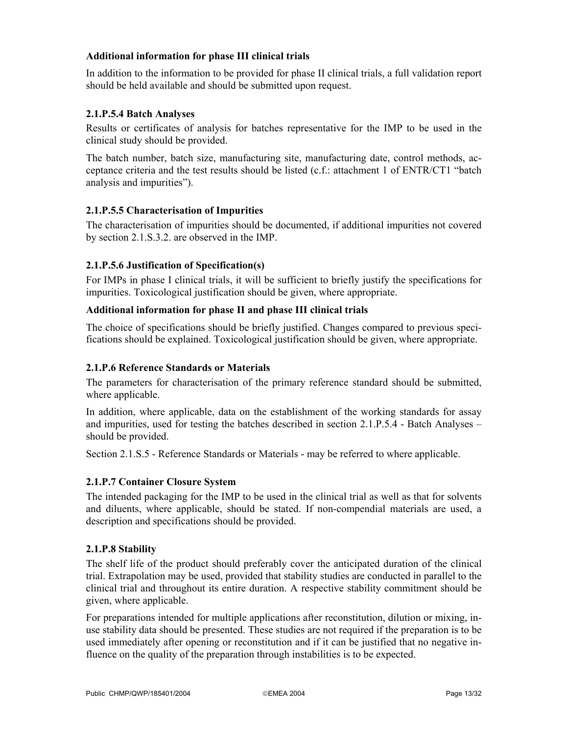**Additional information for phase III clinical trials**

In addition to the information to be provided for phase II clinical trials, a full validation report should be held available and should be submitted upon request.

### 2.1.P.5.4 Batch Analyses

Results or certificates of analysis for batches representative for the IMP to be used in the clinical study should be provided.

The batch number, batch size, manufacturing site, manufacturing date, control methods, acceptance criteria and the test results should be listed (c.f.: attachment 1 of ENTR/CT1 "batch analysis and impurities").

### 2.1.P.5.5 Characterisation of Impurities

The characterisation of impurities should be documented, if additional impurities not covered by section 2.1.S.3.2. are observed in the IMP.

### 2.1.P.5.6 Justification of Specification(s)

For IMPs in phase I clinical trials, it will be sufficient to briefly justify the specifications for impurities. Toxicological justification should be given, where appropriate.

**Additional information for phase II and phase III clinical trials**

The choice of specifications should be briefly justified. Changes compared to previous specifications should be explained. Toxicological justification should be given, where appropriate.

### 2.1.P.6 Reference Standards or Materials

The parameters for characterisation of the primary reference standard should be submitted, where applicable.

In addition, where applicable, data on the establishment of the working standards for assay and impurities, used for testing the batches described in section 2.1.P.5.4 - Batch Analyses – should be provided.

Section 2.1.S.5 - Reference Standards or Materials - may be referred to where applicable.

### 2.1.P.7 Container Closure System

The intended packaging for the IMP to be used in the clinical trial as well as that for solvents and diluents, where applicable, should be stated. If non-compendial materials are used, a description and specifications should be provided.

### 2.1.P.8 Stability

The shelf life of the product should preferably cover the anticipated duration of the clinical trial. Extrapolation may be used, provided that stability studies are conducted in parallel to the clinical trial and throughout its entire duration. A respective stability commitment should be given, where applicable.

For preparations intended for multiple applications after reconstitution, dilution or mixing, in-use stability data should be presented. These studies are not required if the preparation is to be used immediately after opening or reconstitution and if it can be justified that no negative influence on the quality of the preparation through instabilities is to be expected.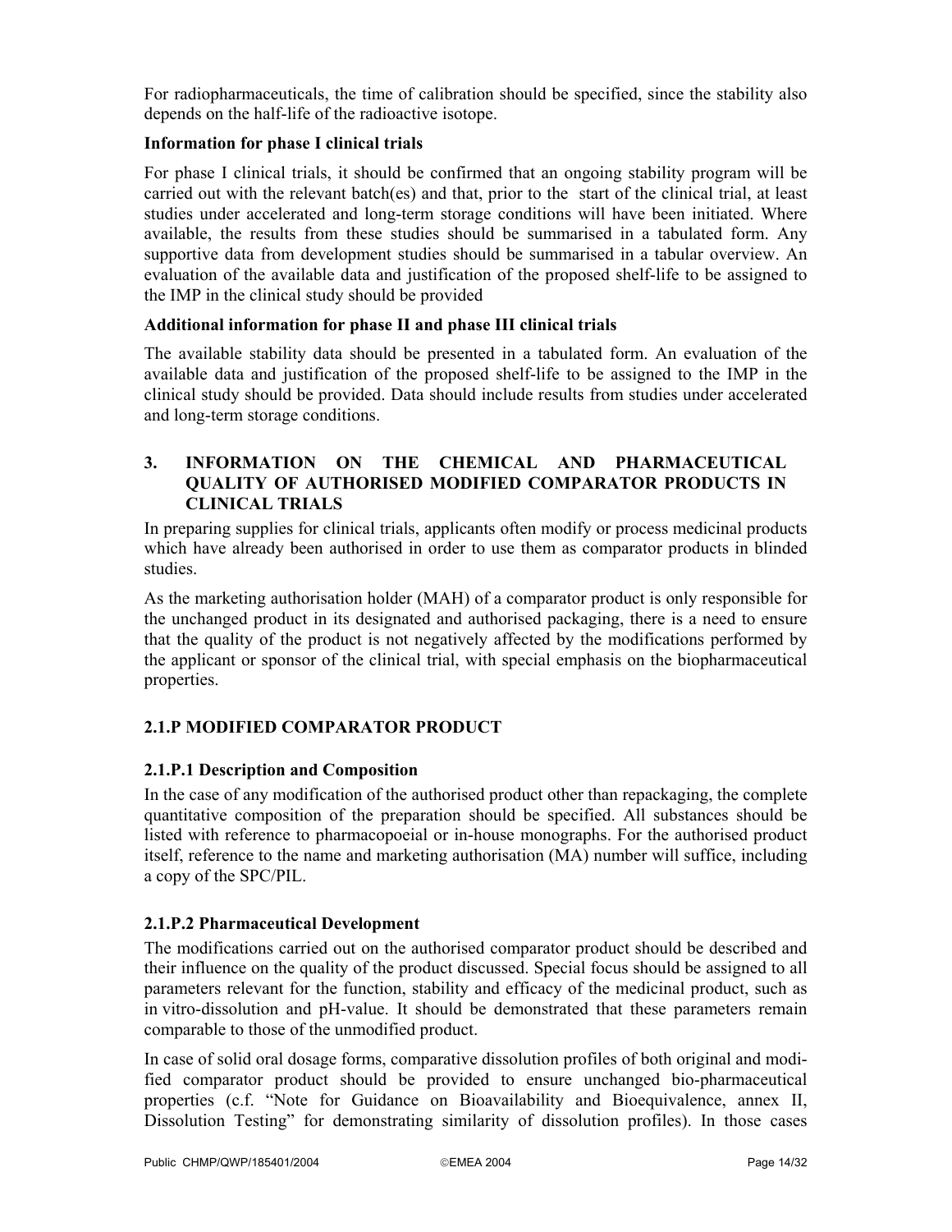For radiopharmaceuticals, the time of calibration should be specified, since the stability also depends on the half-life of the radioactive isotope.

**Information for phase I clinical trials**

For phase I clinical trials, it should be confirmed that an ongoing stability program will be carried out with the relevant batch(es) and that, prior to the start of the clinical trial, at least studies under accelerated and long-term storage conditions will have been initiated. Where available, the results from these studies should be summarised in a tabulated form. Any supportive data from development studies should be summarised in a tabular overview. An evaluation of the available data and justification of the proposed shelf-life to be assigned to the IMP in the clinical study should be provided

**Additional information for phase II and phase III clinical trials**

The available stability data should be presented in a tabulated form. An evaluation of the available data and justification of the proposed shelf-life to be assigned to the IMP in the clinical study should be provided. Data should include results from studies under accelerated and long-term storage conditions.

## 3. INFORMATION ON THE CHEMICAL AND PHARMACEUTICAL QUALITY OF AUTHORISED MODIFIED COMPARATOR PRODUCTS IN CLINICAL TRIALS

In preparing supplies for clinical trials, applicants often modify or process medicinal products which have already been authorised in order to use them as comparator products in blinded studies.

As the marketing authorisation holder (MAH) of a comparator product is only responsible for the unchanged product in its designated and authorised packaging, there is a need to ensure that the quality of the product is not negatively affected by the modifications performed by the applicant or sponsor of the clinical trial, with special emphasis on the biopharmaceutical properties.

### 2.1.P MODIFIED COMPARATOR PRODUCT

#### 2.1.P.1 Description and Composition

In the case of any modification of the authorised product other than repackaging, the complete quantitative composition of the preparation should be specified. All substances should be listed with reference to pharmacopoeial or in-house monographs. For the authorised product itself, reference to the name and marketing authorisation (MA) number will suffice, including a copy of the SPC/PIL.

#### 2.1.P.2 Pharmaceutical Development

The modifications carried out on the authorised comparator product should be described and their influence on the quality of the product discussed. Special focus should be assigned to all parameters relevant for the function, stability and efficacy of the medicinal product, such as in vitro-dissolution and pH-value. It should be demonstrated that these parameters remain comparable to those of the unmodified product.

In case of solid oral dosage forms, comparative dissolution profiles of both original and modified comparator product should be provided to ensure unchanged bio-pharmaceutical properties (c.f. "Note for Guidance on Bioavailability and Bioequivalence, annex II, Dissolution Testing" for demonstrating similarity of dissolution profiles). In those cases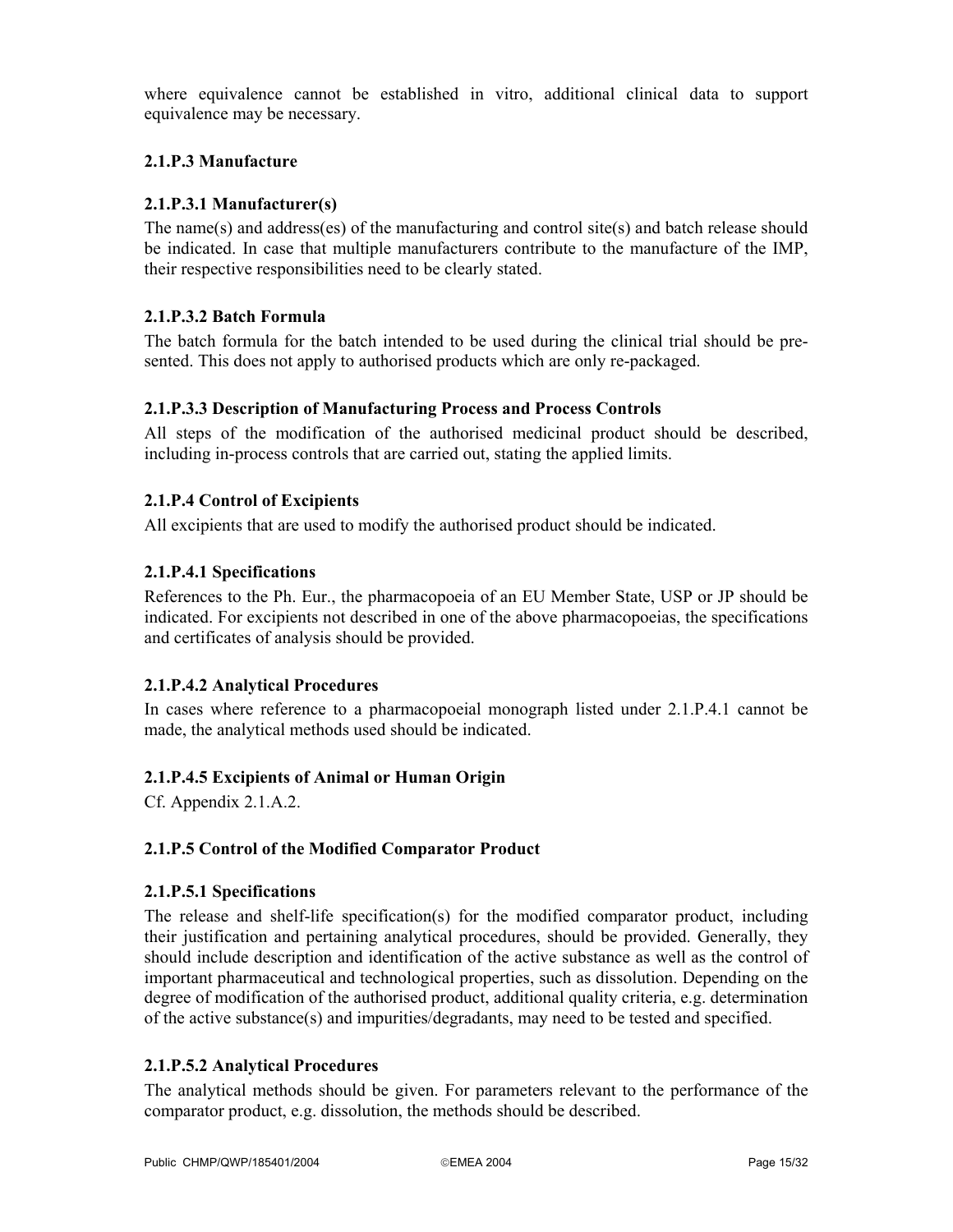where equivalence cannot be established in vitro, additional clinical data to support equivalence may be necessary.

### 2.1.P.3 Manufacture

#### 2.1.P.3.1 Manufacturer(s)

The name(s) and address(es) of the manufacturing and control site(s) and batch release should be indicated. In case that multiple manufacturers contribute to the manufacture of the IMP, their respective responsibilities need to be clearly stated.

#### 2.1.P.3.2 Batch Formula

The batch formula for the batch intended to be used during the clinical trial should be presented. This does not apply to authorised products which are only re-packaged.

#### 2.1.P.3.3 Description of Manufacturing Process and Process Controls

All steps of the modification of the authorised medicinal product should be described, including in-process controls that are carried out, stating the applied limits.

### 2.1.P.4 Control of Excipients

All excipients that are used to modify the authorised product should be indicated.

#### 2.1.P.4.1 Specifications

References to the Ph. Eur., the pharmacopoeia of an EU Member State, USP or JP should be indicated. For excipients not described in one of the above pharmacopoeias, the specifications and certificates of analysis should be provided.

#### 2.1.P.4.2 Analytical Procedures

In cases where reference to a pharmacopoeial monograph listed under 2.1.P.4.1 cannot be made, the analytical methods used should be indicated.

#### 2.1.P.4.5 Excipients of Animal or Human Origin

Cf. Appendix 2.1.A.2.

### 2.1.P.5 Control of the Modified Comparator Product

#### 2.1.P.5.1 Specifications

The release and shelf-life specification(s) for the modified comparator product, including their justification and pertaining analytical procedures, should be provided. Generally, they should include description and identification of the active substance as well as the control of important pharmaceutical and technological properties, such as dissolution. Depending on the degree of modification of the authorised product, additional quality criteria, e.g. determination of the active substance(s) and impurities/degradants, may need to be tested and specified.

#### 2.1.P.5.2 Analytical Procedures

The analytical methods should be given. For parameters relevant to the performance of the comparator product, e.g. dissolution, the methods should be described.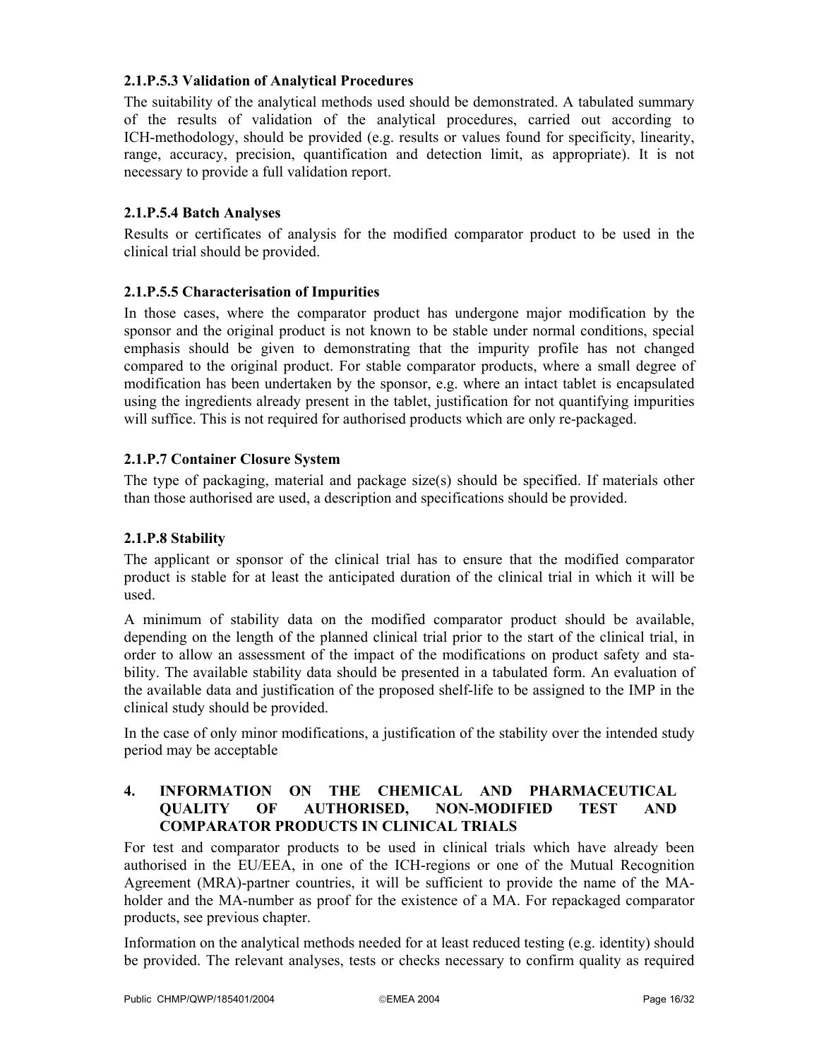#### 2.1.P.5.3 Validation of Analytical Procedures

The suitability of the analytical methods used should be demonstrated. A tabulated summary of the results of validation of the analytical procedures, carried out according to ICH-methodology, should be provided (e.g. results or values found for specificity, linearity, range, accuracy, precision, quantification and detection limit, as appropriate). It is not necessary to provide a full validation report.

#### 2.1.P.5.4 Batch Analyses

Results or certificates of analysis for the modified comparator product to be used in the clinical trial should be provided.

#### 2.1.P.5.5 Characterisation of Impurities

In those cases, where the comparator product has undergone major modification by the sponsor and the original product is not known to be stable under normal conditions, special emphasis should be given to demonstrating that the impurity profile has not changed compared to the original product. For stable comparator products, where a small degree of modification has been undertaken by the sponsor, e.g. where an intact tablet is encapsulated using the ingredients already present in the tablet, justification for not quantifying impurities will suffice. This is not required for authorised products which are only re-packaged.

#### 2.1.P.7 Container Closure System

The type of packaging, material and package size(s) should be specified. If materials other than those authorised are used, a description and specifications should be provided.

#### 2.1.P.8 Stability

The applicant or sponsor of the clinical trial has to ensure that the modified comparator product is stable for at least the anticipated duration of the clinical trial in which it will be used.

A minimum of stability data on the modified comparator product should be available, depending on the length of the planned clinical trial prior to the start of the clinical trial, in order to allow an assessment of the impact of the modifications on product safety and stability. The available stability data should be presented in a tabulated form. An evaluation of the available data and justification of the proposed shelf-life to be assigned to the IMP in the clinical study should be provided.

In the case of only minor modifications, a justification of the stability over the intended study period may be acceptable

## 4. INFORMATION ON THE CHEMICAL AND PHARMACEUTICAL QUALITY OF AUTHORISED, NON-MODIFIED TEST AND COMPARATOR PRODUCTS IN CLINICAL TRIALS

For test and comparator products to be used in clinical trials which have already been authorised in the EU/EEA, in one of the ICH-regions or one of the Mutual Recognition Agreement (MRA)-partner countries, it will be sufficient to provide the name of the MA-holder and the MA-number as proof for the existence of a MA. For repackaged comparator products, see previous chapter.

Information on the analytical methods needed for at least reduced testing (e.g. identity) should be provided. The relevant analyses, tests or checks necessary to confirm quality as required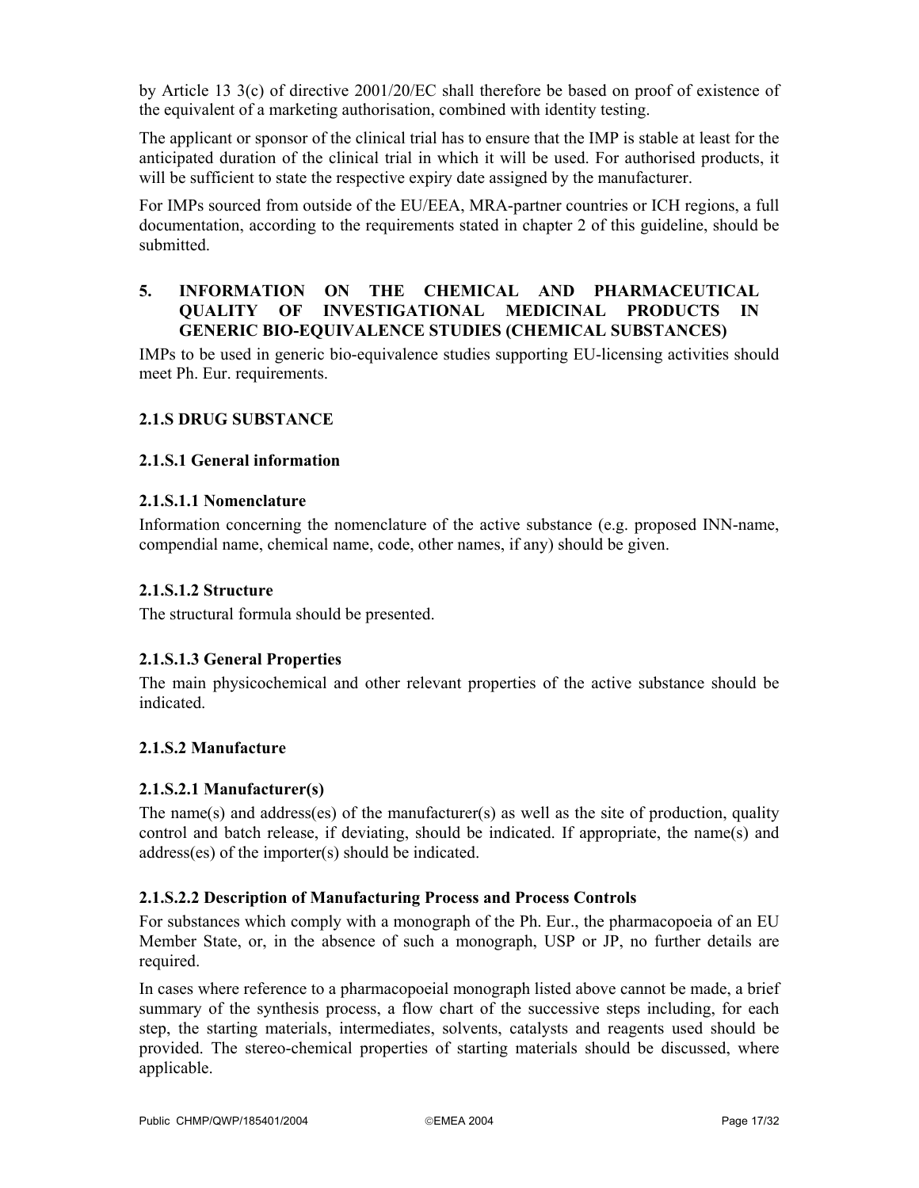by Article 13 3(c) of directive 2001/20/EC shall therefore be based on proof of existence of the equivalent of a marketing authorisation, combined with identity testing.

The applicant or sponsor of the clinical trial has to ensure that the IMP is stable at least for the anticipated duration of the clinical trial in which it will be used. For authorised products, it will be sufficient to state the respective expiry date assigned by the manufacturer.

For IMPs sourced from outside of the EU/EEA, MRA-partner countries or ICH regions, a full documentation, according to the requirements stated in chapter 2 of this guideline, should be submitted.

# 5. INFORMATION ON THE CHEMICAL AND PHARMACEUTICAL QUALITY OF INVESTIGATIONAL MEDICINAL PRODUCTS IN GENERIC BIO-EQUIVALENCE STUDIES (CHEMICAL SUBSTANCES)

IMPs to be used in generic bio-equivalence studies supporting EU-licensing activities should meet Ph. Eur. requirements.

## 2.1.S DRUG SUBSTANCE

### 2.1.S.1 General information

#### 2.1.S.1.1 Nomenclature

Information concerning the nomenclature of the active substance (e.g. proposed INN-name, compendial name, chemical name, code, other names, if any) should be given.

#### 2.1.S.1.2 Structure

The structural formula should be presented.

#### 2.1.S.1.3 General Properties

The main physicochemical and other relevant properties of the active substance should be indicated.

### 2.1.S.2 Manufacture

#### 2.1.S.2.1 Manufacturer(s)

The name(s) and address(es) of the manufacturer(s) as well as the site of production, quality control and batch release, if deviating, should be indicated. If appropriate, the name(s) and address(es) of the importer(s) should be indicated.

#### 2.1.S.2.2 Description of Manufacturing Process and Process Controls

For substances which comply with a monograph of the Ph. Eur., the pharmacopoeia of an EU Member State, or, in the absence of such a monograph, USP or JP, no further details are required.

In cases where reference to a pharmacopoeial monograph listed above cannot be made, a brief summary of the synthesis process, a flow chart of the successive steps including, for each step, the starting materials, intermediates, solvents, catalysts and reagents used should be provided. The stereo-chemical properties of starting materials should be discussed, where applicable.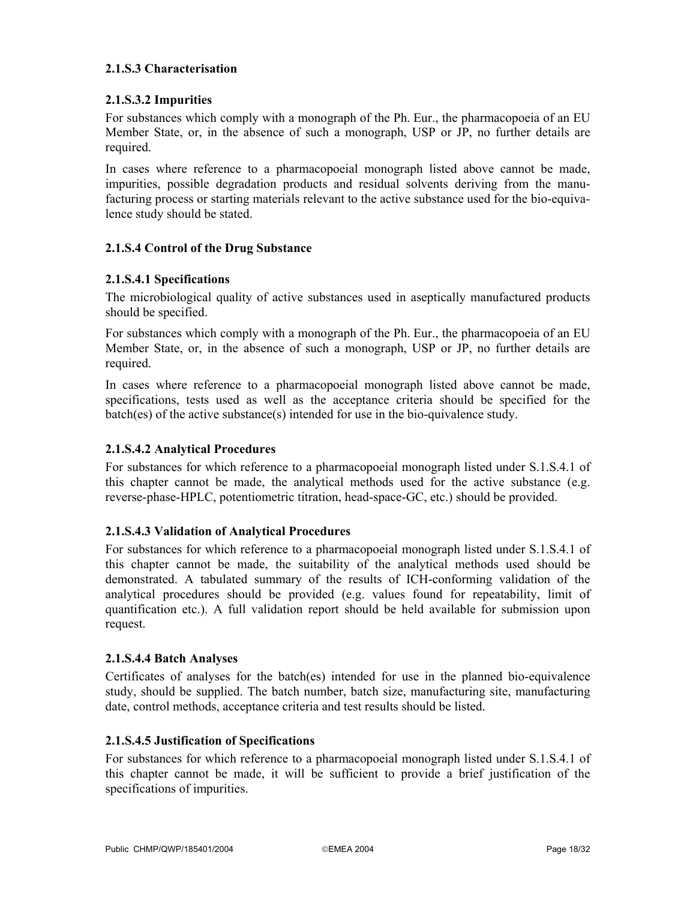### 2.1.S.3 Characterisation

#### 2.1.S.3.2 Impurities

For substances which comply with a monograph of the Ph. Eur., the pharmacopoeia of an EU Member State, or, in the absence of such a monograph, USP or JP, no further details are required.

In cases where reference to a pharmacopoeial monograph listed above cannot be made, impurities, possible degradation products and residual solvents deriving from the manufacturing process or starting materials relevant to the active substance used for the bio-equivalence study should be stated.

### 2.1.S.4 Control of the Drug Substance

#### 2.1.S.4.1 Specifications

The microbiological quality of active substances used in aseptically manufactured products should be specified.

For substances which comply with a monograph of the Ph. Eur., the pharmacopoeia of an EU Member State, or, in the absence of such a monograph, USP or JP, no further details are required.

In cases where reference to a pharmacopoeial monograph listed above cannot be made, specifications, tests used as well as the acceptance criteria should be specified for the batch(es) of the active substance(s) intended for use in the bio-quivalence study.

#### 2.1.S.4.2 Analytical Procedures

For substances for which reference to a pharmacopoeial monograph listed under S.1.S.4.1 of this chapter cannot be made, the analytical methods used for the active substance (e.g. reverse-phase-HPLC, potentiometric titration, head-space-GC, etc.) should be provided.

#### 2.1.S.4.3 Validation of Analytical Procedures

For substances for which reference to a pharmacopoeial monograph listed under S.1.S.4.1 of this chapter cannot be made, the suitability of the analytical methods used should be demonstrated. A tabulated summary of the results of ICH-conforming validation of the analytical procedures should be provided (e.g. values found for repeatability, limit of quantification etc.). A full validation report should be held available for submission upon request.

#### 2.1.S.4.4 Batch Analyses

Certificates of analyses for the batch(es) intended for use in the planned bio-equivalence study, should be supplied. The batch number, batch size, manufacturing site, manufacturing date, control methods, acceptance criteria and test results should be listed.

#### 2.1.S.4.5 Justification of Specifications

For substances for which reference to a pharmacopoeial monograph listed under S.1.S.4.1 of this chapter cannot be made, it will be sufficient to provide a brief justification of the specifications of impurities.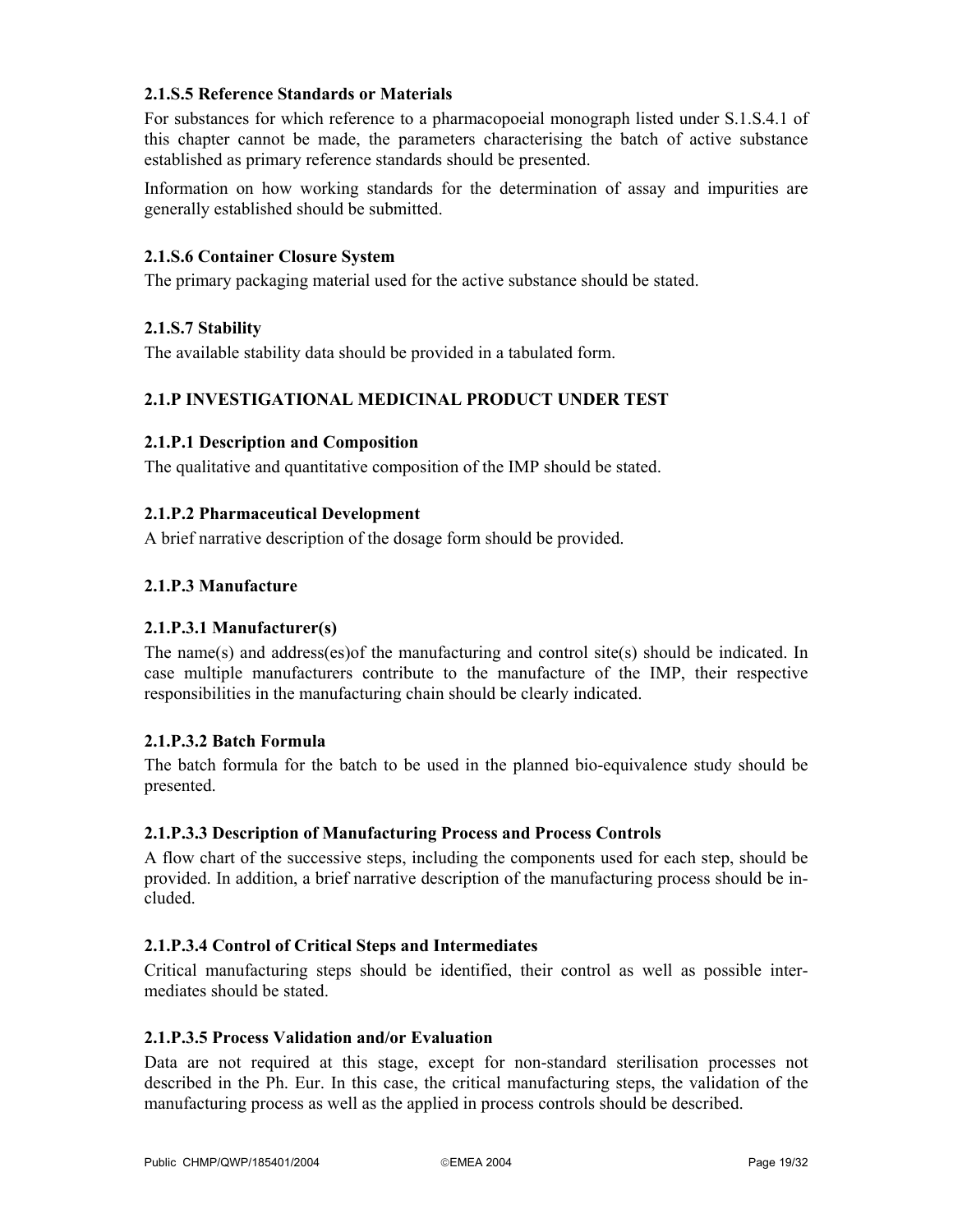### 2.1.S.5 Reference Standards or Materials

For substances for which reference to a pharmacopoeial monograph listed under S.1.S.4.1 of this chapter cannot be made, the parameters characterising the batch of active substance established as primary reference standards should be presented.

Information on how working standards for the determination of assay and impurities are generally established should be submitted.

### 2.1.S.6 Container Closure System

The primary packaging material used for the active substance should be stated.

### 2.1.S.7 Stability

The available stability data should be provided in a tabulated form.

## 2.1.P INVESTIGATIONAL MEDICINAL PRODUCT UNDER TEST

### 2.1.P.1 Description and Composition

The qualitative and quantitative composition of the IMP should be stated.

### 2.1.P.2 Pharmaceutical Development

A brief narrative description of the dosage form should be provided.

### 2.1.P.3 Manufacture

#### 2.1.P.3.1 Manufacturer(s)

The name(s) and address(es)of the manufacturing and control site(s) should be indicated. In case multiple manufacturers contribute to the manufacture of the IMP, their respective responsibilities in the manufacturing chain should be clearly indicated.

#### 2.1.P.3.2 Batch Formula

The batch formula for the batch to be used in the planned bio-equivalence study should be presented.

#### 2.1.P.3.3 Description of Manufacturing Process and Process Controls

A flow chart of the successive steps, including the components used for each step, should be provided. In addition, a brief narrative description of the manufacturing process should be included.

#### 2.1.P.3.4 Control of Critical Steps and Intermediates

Critical manufacturing steps should be identified, their control as well as possible intermediates should be stated.

#### 2.1.P.3.5 Process Validation and/or Evaluation

Data are not required at this stage, except for non-standard sterilisation processes not described in the Ph. Eur. In this case, the critical manufacturing steps, the validation of the manufacturing process as well as the applied in process controls should be described.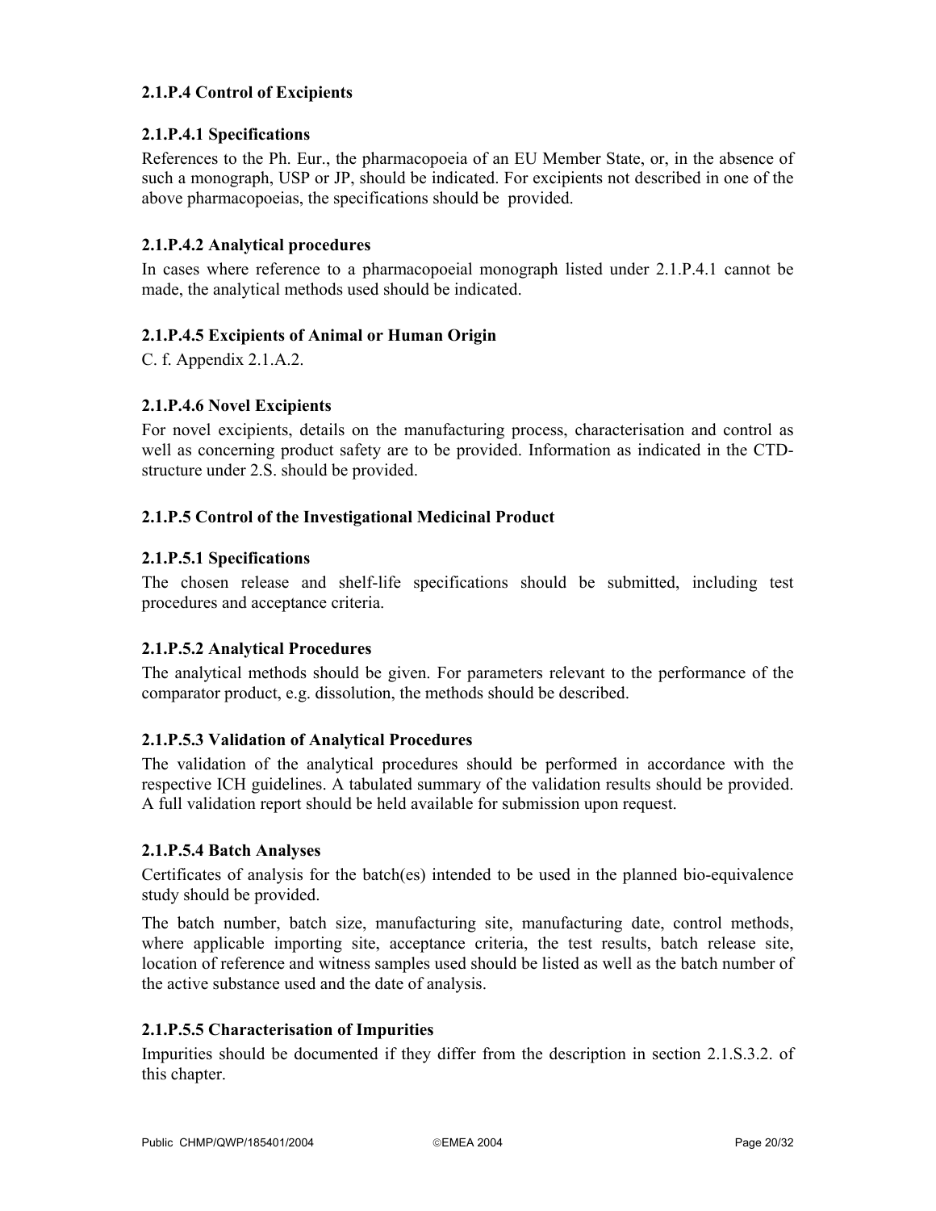### 2.1.P.4 Control of Excipients

#### 2.1.P.4.1 Specifications

References to the Ph. Eur., the pharmacopoeia of an EU Member State, or, in the absence of such a monograph, USP or JP, should be indicated. For excipients not described in one of the above pharmacopoeias, the specifications should be provided.

#### 2.1.P.4.2 Analytical procedures

In cases where reference to a pharmacopoeial monograph listed under 2.1.P.4.1 cannot be made, the analytical methods used should be indicated.

#### 2.1.P.4.5 Excipients of Animal or Human Origin

C. f. Appendix 2.1.A.2.

#### 2.1.P.4.6 Novel Excipients

For novel excipients, details on the manufacturing process, characterisation and control as well as concerning product safety are to be provided. Information as indicated in the CTD-structure under 2.S. should be provided.

### 2.1.P.5 Control of the Investigational Medicinal Product

#### 2.1.P.5.1 Specifications

The chosen release and shelf-life specifications should be submitted, including test procedures and acceptance criteria.

#### 2.1.P.5.2 Analytical Procedures

The analytical methods should be given. For parameters relevant to the performance of the comparator product, e.g. dissolution, the methods should be described.

#### 2.1.P.5.3 Validation of Analytical Procedures

The validation of the analytical procedures should be performed in accordance with the respective ICH guidelines. A tabulated summary of the validation results should be provided. A full validation report should be held available for submission upon request.

#### 2.1.P.5.4 Batch Analyses

Certificates of analysis for the batch(es) intended to be used in the planned bio-equivalence study should be provided.

The batch number, batch size, manufacturing site, manufacturing date, control methods, where applicable importing site, acceptance criteria, the test results, batch release site, location of reference and witness samples used should be listed as well as the batch number of the active substance used and the date of analysis.

#### 2.1.P.5.5 Characterisation of Impurities

Impurities should be documented if they differ from the description in section 2.1.S.3.2. of this chapter.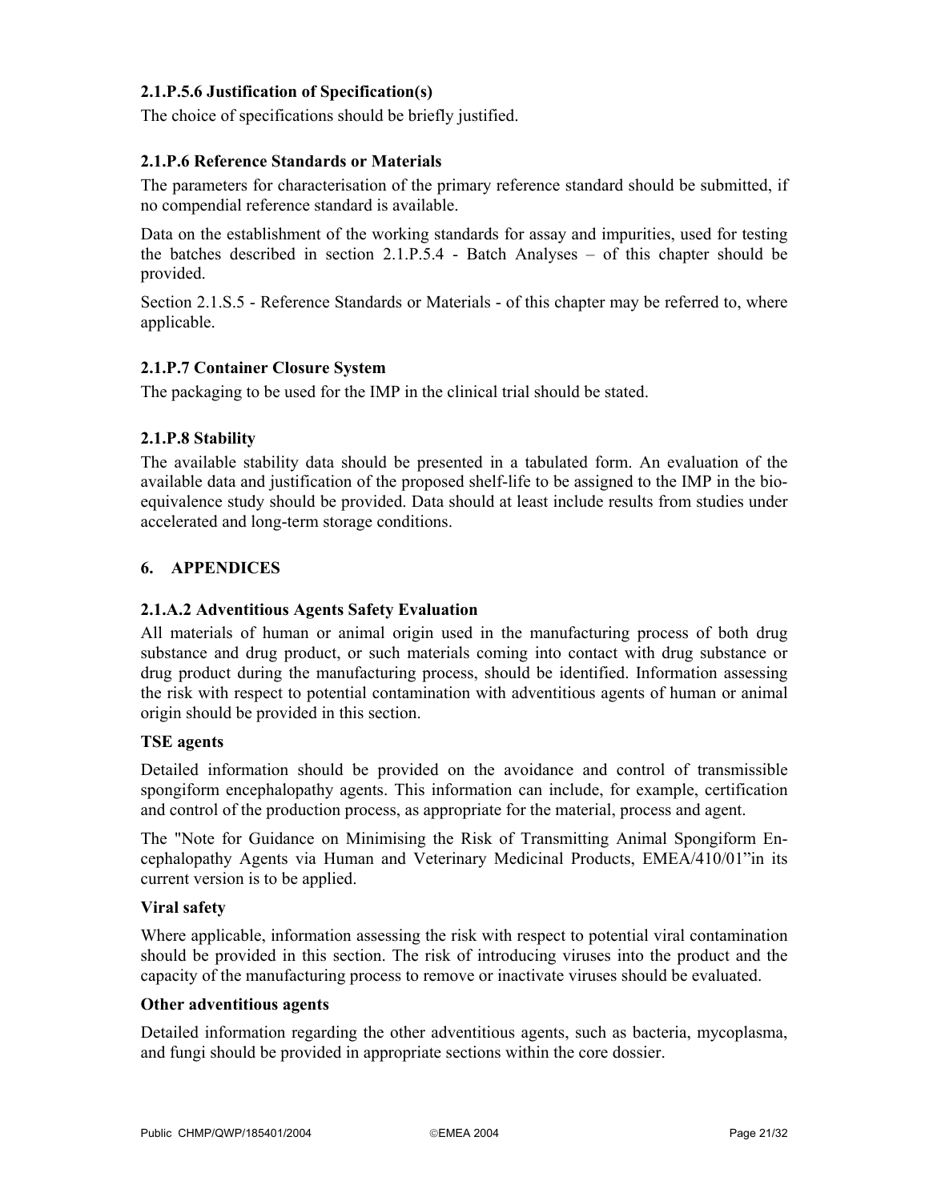#### 2.1.P.5.6 Justification of Specification(s)

The choice of specifications should be briefly justified.

#### 2.1.P.6 Reference Standards or Materials

The parameters for characterisation of the primary reference standard should be submitted, if no compendial reference standard is available.

Data on the establishment of the working standards for assay and impurities, used for testing the batches described in section 2.1.P.5.4 - Batch Analyses – of this chapter should be provided.

Section 2.1.S.5 - Reference Standards or Materials - of this chapter may be referred to, where applicable.

#### 2.1.P.7 Container Closure System

The packaging to be used for the IMP in the clinical trial should be stated.

#### 2.1.P.8 Stability

The available stability data should be presented in a tabulated form. An evaluation of the available data and justification of the proposed shelf-life to be assigned to the IMP in the bio-equivalence study should be provided. Data should at least include results from studies under accelerated and long-term storage conditions.

## 6. APPENDICES

#### 2.1.A.2 Adventitious Agents Safety Evaluation

All materials of human or animal origin used in the manufacturing process of both drug substance and drug product, or such materials coming into contact with drug substance or drug product during the manufacturing process, should be identified. Information assessing the risk with respect to potential contamination with adventitious agents of human or animal origin should be provided in this section.

**TSE agents**

Detailed information should be provided on the avoidance and control of transmissible spongiform encephalopathy agents. This information can include, for example, certification and control of the production process, as appropriate for the material, process and agent.

The "Note for Guidance on Minimising the Risk of Transmitting Animal Spongiform Encephalopathy Agents via Human and Veterinary Medicinal Products, EMEA/410/01"in its current version is to be applied.

**Viral safety**

Where applicable, information assessing the risk with respect to potential viral contamination should be provided in this section. The risk of introducing viruses into the product and the capacity of the manufacturing process to remove or inactivate viruses should be evaluated.

**Other adventitious agents**

Detailed information regarding the other adventitious agents, such as bacteria, mycoplasma, and fungi should be provided in appropriate sections within the core dossier.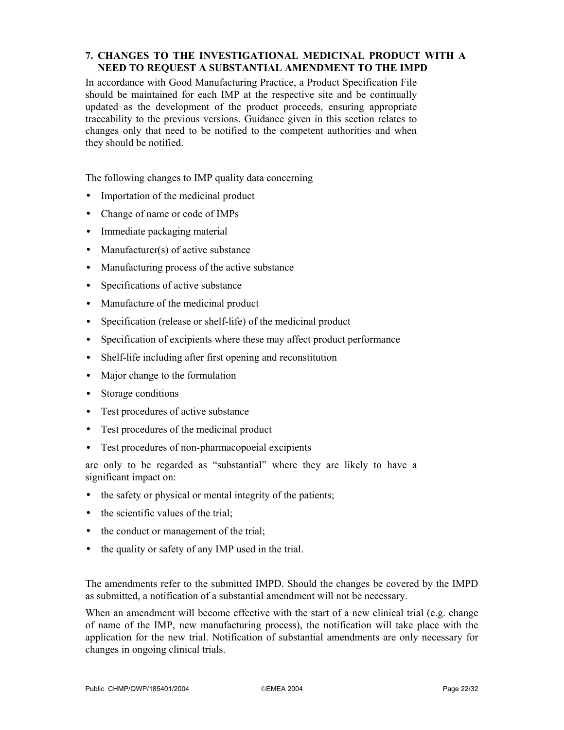## 7. CHANGES TO THE INVESTIGATIONAL MEDICINAL PRODUCT WITH A NEED TO REQUEST A SUBSTANTIAL AMENDMENT TO THE IMPD

In accordance with Good Manufacturing Practice, a Product Specification File should be maintained for each IMP at the respective site and be continually updated as the development of the product proceeds, ensuring appropriate traceability to the previous versions. Guidance given in this section relates to changes only that need to be notified to the competent authorities and when they should be notified.

The following changes to IMP quality data concerning

- Importation of the medicinal product
- Change of name or code of IMPs
- Immediate packaging material
- Manufacturer(s) of active substance
- Manufacturing process of the active substance
- Specifications of active substance
- Manufacture of the medicinal product
- Specification (release or shelf-life) of the medicinal product
- Specification of excipients where these may affect product performance
- Shelf-life including after first opening and reconstitution
- Major change to the formulation
- Storage conditions
- Test procedures of active substance
- Test procedures of the medicinal product
- Test procedures of non-pharmacopoeial excipients

are only to be regarded as "substantial" where they are likely to have a significant impact on:

- the safety or physical or mental integrity of the patients;
- the scientific values of the trial;
- the conduct or management of the trial;
- the quality or safety of any IMP used in the trial.

The amendments refer to the submitted IMPD. Should the changes be covered by the IMPD as submitted, a notification of a substantial amendment will not be necessary.

When an amendment will become effective with the start of a new clinical trial (e.g. change of name of the IMP, new manufacturing process), the notification will take place with the application for the new trial. Notification of substantial amendments are only necessary for changes in ongoing clinical trials.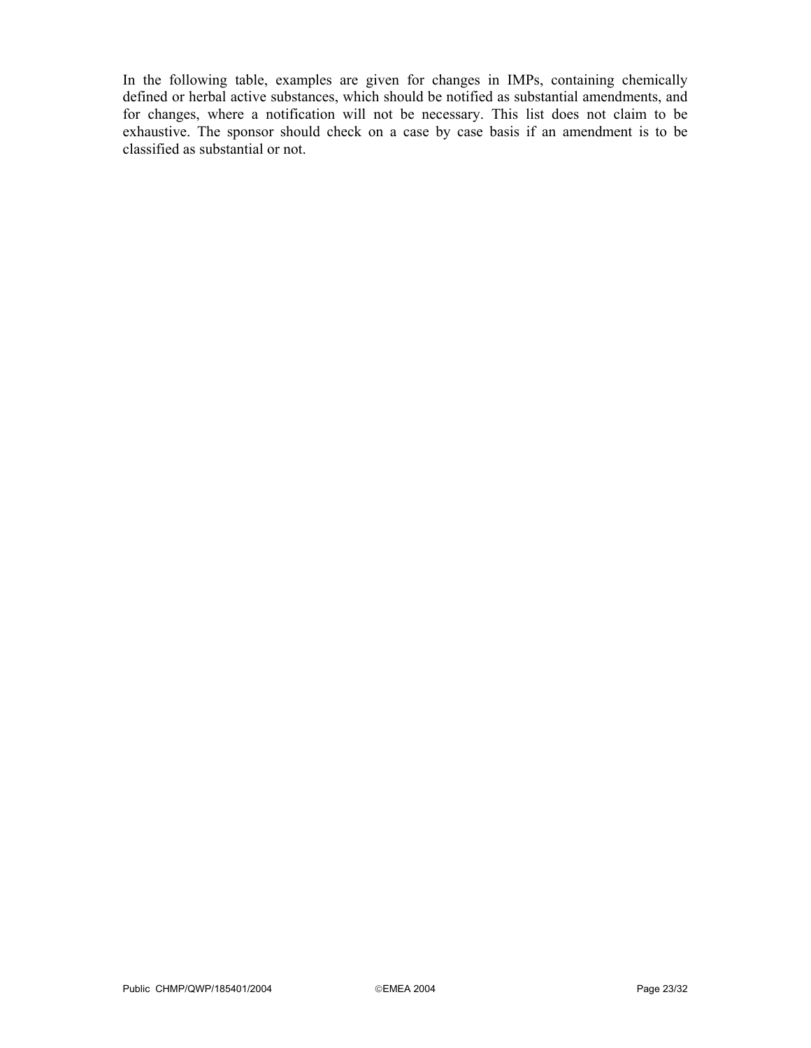In the following table, examples are given for changes in IMPs, containing chemically defined or herbal active substances, which should be notified as substantial amendments, and for changes, where a notification will not be necessary. This list does not claim to be exhaustive. The sponsor should check on a case by case basis if an amendment is to be classified as substantial or not.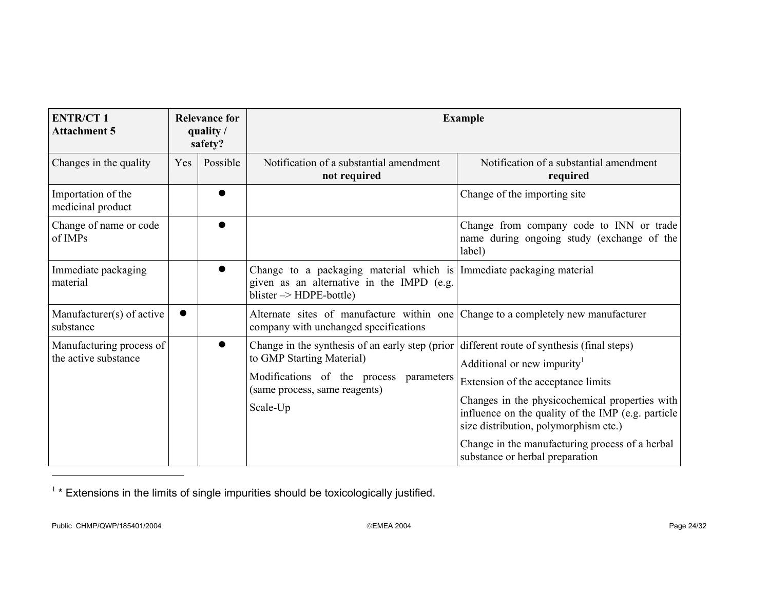| ENTR/CT 1 Attachment 5 | Relevance for quality / safety? | | Example | |
|---|---|---|---|---|
| Changes in the quality | Yes | Possible | Notification of a substantial amendment **not required** | Notification of a substantial amendment **required** |
| Importation of the medicinal product | | ● | | Change of the importing site |
| Change of name or code of IMPs | | ● | | Change from company code to INN or trade name during ongoing study (exchange of the label) |
| Immediate packaging material | | ● | Change to a packaging material which is given as an alternative in the IMPD (e.g. blister –> HDPE-bottle) | Immediate packaging material |
| Manufacturer(s) of active substance | ● | | Alternate sites of manufacture within one company with unchanged specifications | Change to a completely new manufacturer |
| Manufacturing process of the active substance | | ● | Change in the synthesis of an early step (prior to GMP Starting Material)<br>Modifications of the process parameters (same process, same reagents)<br>Scale-Up | different route of synthesis (final steps)<br>Additional or new impurity[1]<br>Extension of the acceptance limits<br>Changes in the physicochemical properties with influence on the quality of the IMP (e.g. particle size distribution, polymorphism etc.)<br>Change in the manufacturing process of a herbal substance or herbal preparation |

[1] * Extensions in the limits of single impurities should be toxicologically justified.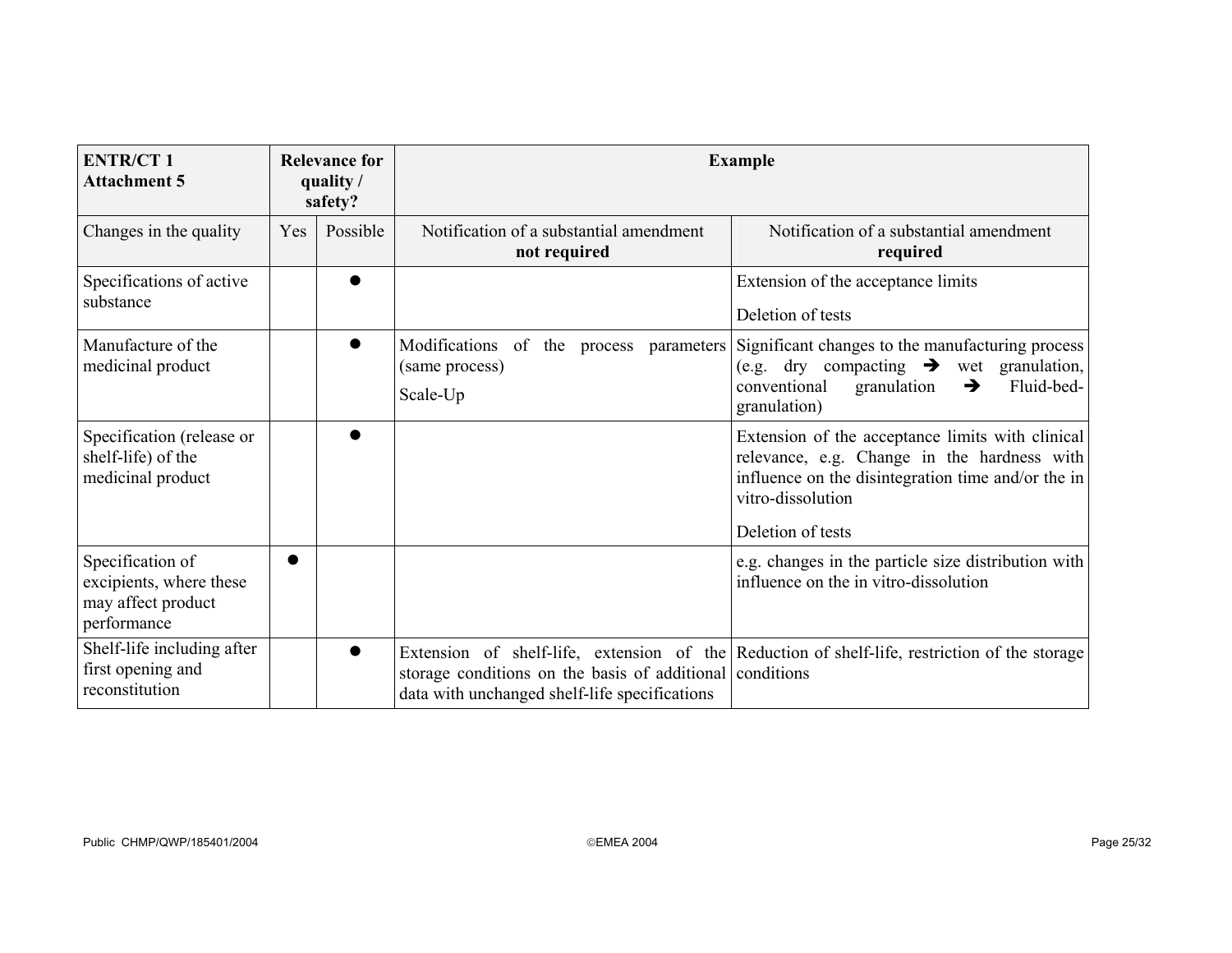| ENTR/CT 1 Attachment 5 | Relevance for quality / safety? | | Example | |
|---|---|---|---|---|
| Changes in the quality | Yes | Possible | Notification of a substantial amendment **not required** | Notification of a substantial amendment **required** |
| Specifications of active substance | | ● | | Extension of the acceptance limits<br><br>Deletion of tests |
| Manufacture of the medicinal product | | ● | Modifications of the process parameters (same process)<br><br>Scale-Up | Significant changes to the manufacturing process (e.g. dry compacting ➔ wet granulation, conventional granulation ➔ Fluid-bed-granulation) |
| Specification (release or shelf-life) of the medicinal product | | ● | | Extension of the acceptance limits with clinical relevance, e.g. Change in the hardness with influence on the disintegration time and/or the in vitro-dissolution<br><br>Deletion of tests |
| Specification of excipients, where these may affect product performance | ● | | | e.g. changes in the particle size distribution with influence on the in vitro-dissolution |
| Shelf-life including after first opening and reconstitution | | ● | Extension of shelf-life, extension of the storage conditions on the basis of additional data with unchanged shelf-life specifications | Reduction of shelf-life, restriction of the storage conditions |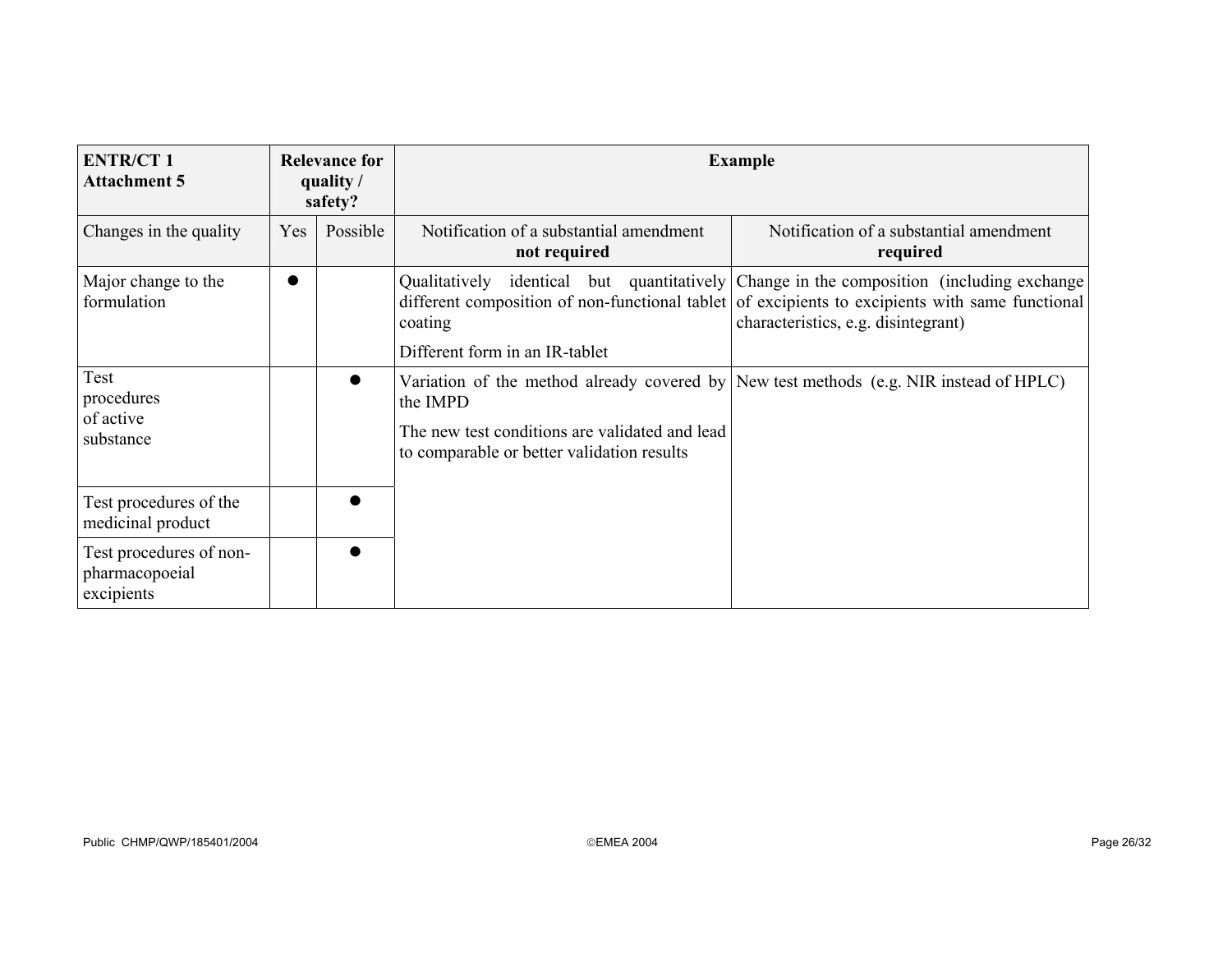| ENTR/CT 1 Attachment 5 | Relevance for quality / safety? | | Example | |
|---|---|---|---|---|
| Changes in the quality | Yes | Possible | Notification of a substantial amendment **not required** | Notification of a substantial amendment **required** |
| Major change to the formulation | ● | | Qualitatively identical but quantitatively different composition of non-functional tablet coating<br><br>Different form in an IR-tablet | Change in the composition (including exchange of excipients to excipients with same functional characteristics, e.g. disintegrant) |
| Test procedures of active substance | | ● | Variation of the method already covered by the IMPD<br><br>The new test conditions are validated and lead to comparable or better validation results | New test methods (e.g. NIR instead of HPLC) |
| Test procedures of the medicinal product | | ● | | |
| Test procedures of non-pharmacopoeial excipients | | ● | | |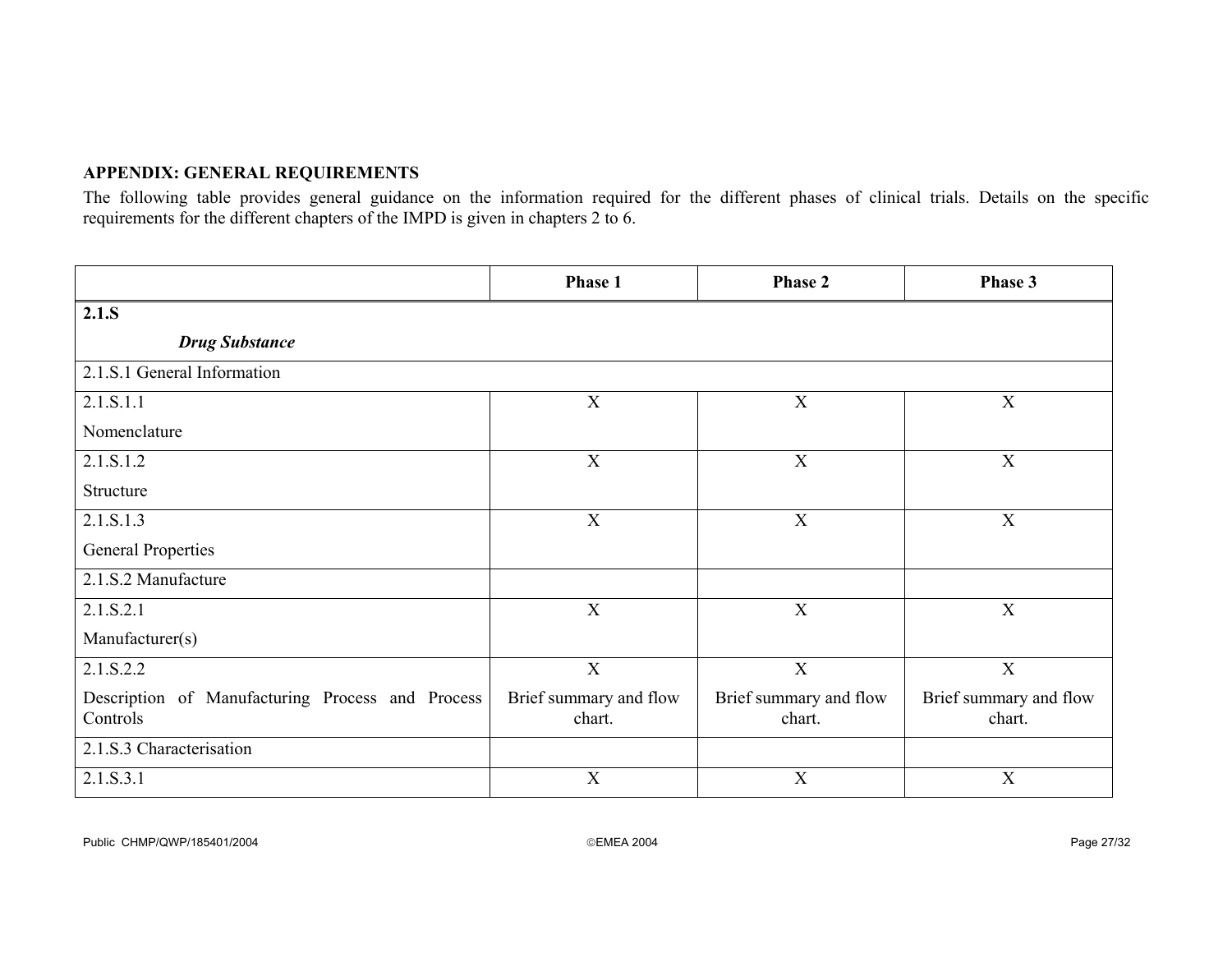**APPENDIX: GENERAL REQUIREMENTS**

The following table provides general guidance on the information required for the different phases of clinical trials. Details on the specific requirements for the different chapters of the IMPD is given in chapters 2 to 6.

| | Phase 1 | Phase 2 | Phase 3 |
|---|---|---|---|
| **2.1.S** *Drug Substance* | | | |
| 2.1.S.1 General Information | | | |
| 2.1.S.1.1 Nomenclature | X | X | X |
| 2.1.S.1.2 Structure | X | X | X |
| 2.1.S.1.3 General Properties | X | X | X |
| 2.1.S.2 Manufacture | | | |
| 2.1.S.2.1 Manufacturer(s) | X | X | X |
| 2.1.S.2.2 Description of Manufacturing Process and Process Controls | X Brief summary and flow chart. | X Brief summary and flow chart. | X Brief summary and flow chart. |
| 2.1.S.3 Characterisation | | | |
| 2.1.S.3.1 | X | X | X |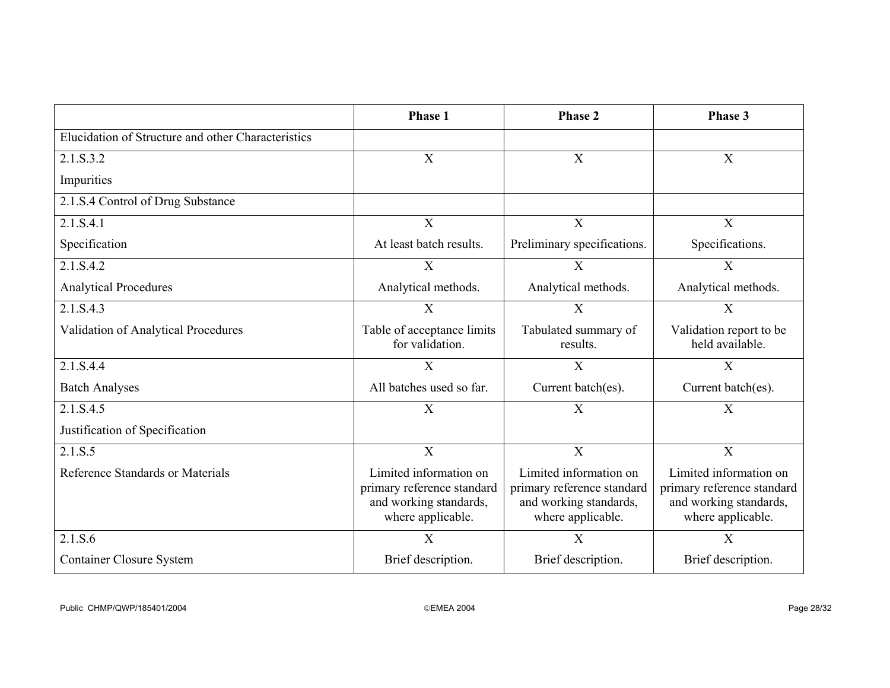| | Phase 1 | Phase 2 | Phase 3 |
|---|---|---|---|
| Elucidation of Structure and other Characteristics | | | |
| 2.1.S.3.2<br>Impurities | X | X | X |
| 2.1.S.4 Control of Drug Substance | | | |
| 2.1.S.4.1<br>Specification | X<br>At least batch results. | X<br>Preliminary specifications. | X<br>Specifications. |
| 2.1.S.4.2<br>Analytical Procedures | X<br>Analytical methods. | X<br>Analytical methods. | X<br>Analytical methods. |
| 2.1.S.4.3<br>Validation of Analytical Procedures | X<br>Table of acceptance limits for validation. | X<br>Tabulated summary of results. | X<br>Validation report to be held available. |
| 2.1.S.4.4<br>Batch Analyses | X<br>All batches used so far. | X<br>Current batch(es). | X<br>Current batch(es). |
| 2.1.S.4.5<br>Justification of Specification | X | X | X |
| 2.1.S.5<br>Reference Standards or Materials | X<br>Limited information on primary reference standard and working standards, where applicable. | X<br>Limited information on primary reference standard and working standards, where applicable. | X<br>Limited information on primary reference standard and working standards, where applicable. |
| 2.1.S.6<br>Container Closure System | X<br>Brief description. | X<br>Brief description. | X<br>Brief description. |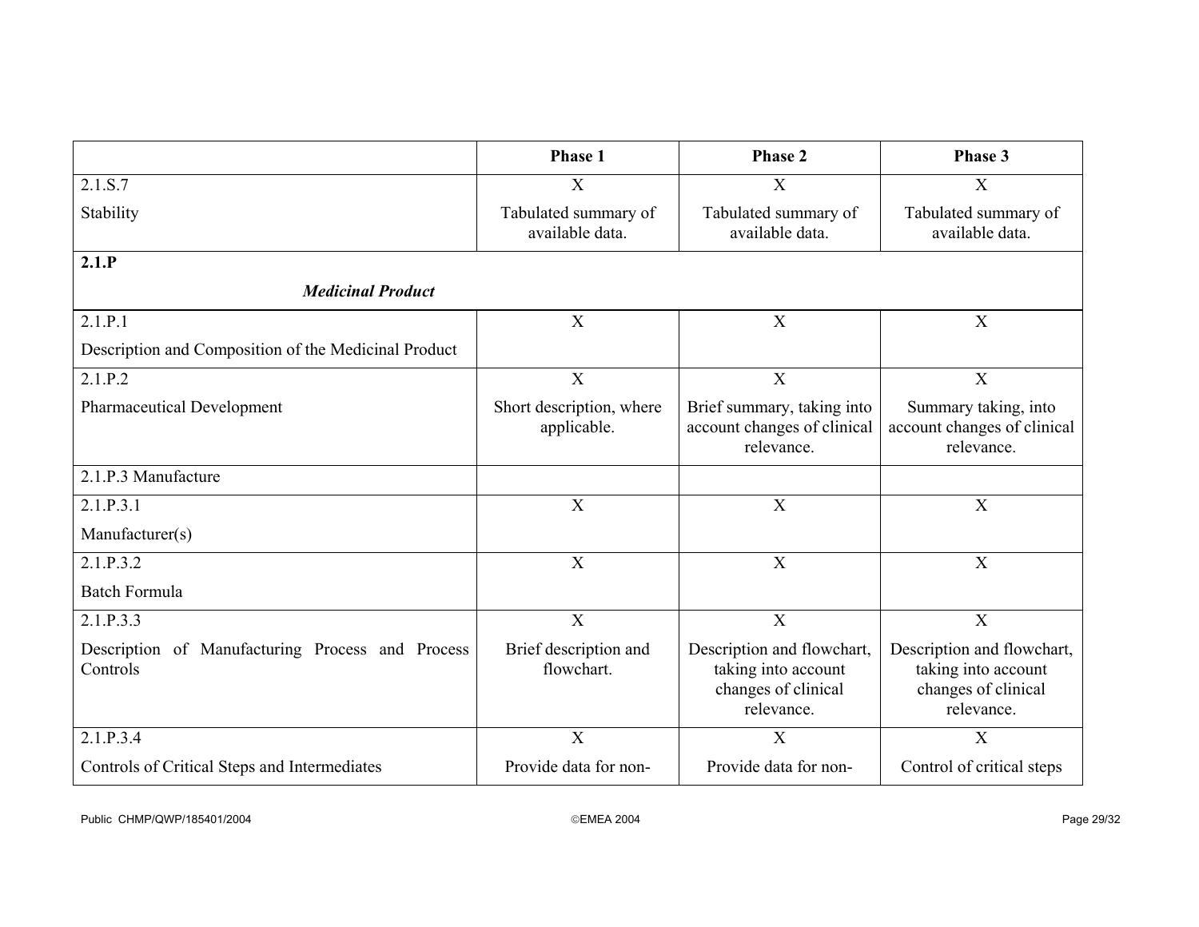| | Phase 1 | Phase 2 | Phase 3 |
|---|---|---|---|
| 2.1.S.7<br>Stability | X<br>Tabulated summary of available data. | X<br>Tabulated summary of available data. | X<br>Tabulated summary of available data. |
| **2.1.P**<br>***Medicinal Product*** | | | |
| 2.1.P.1<br>Description and Composition of the Medicinal Product | X | X | X |
| 2.1.P.2<br>Pharmaceutical Development | X<br>Short description, where applicable. | X<br>Brief summary, taking into account changes of clinical relevance. | X<br>Summary taking, into account changes of clinical relevance. |
| 2.1.P.3 Manufacture | | | |
| 2.1.P.3.1<br>Manufacturer(s) | X | X | X |
| 2.1.P.3.2<br>Batch Formula | X | X | X |
| 2.1.P.3.3<br>Description of Manufacturing Process and Process Controls | X<br>Brief description and flowchart. | X<br>Description and flowchart, taking into account changes of clinical relevance. | X<br>Description and flowchart, taking into account changes of clinical relevance. |
| 2.1.P.3.4<br>Controls of Critical Steps and Intermediates | X<br>Provide data for non- | X<br>Provide data for non- | X<br>Control of critical steps |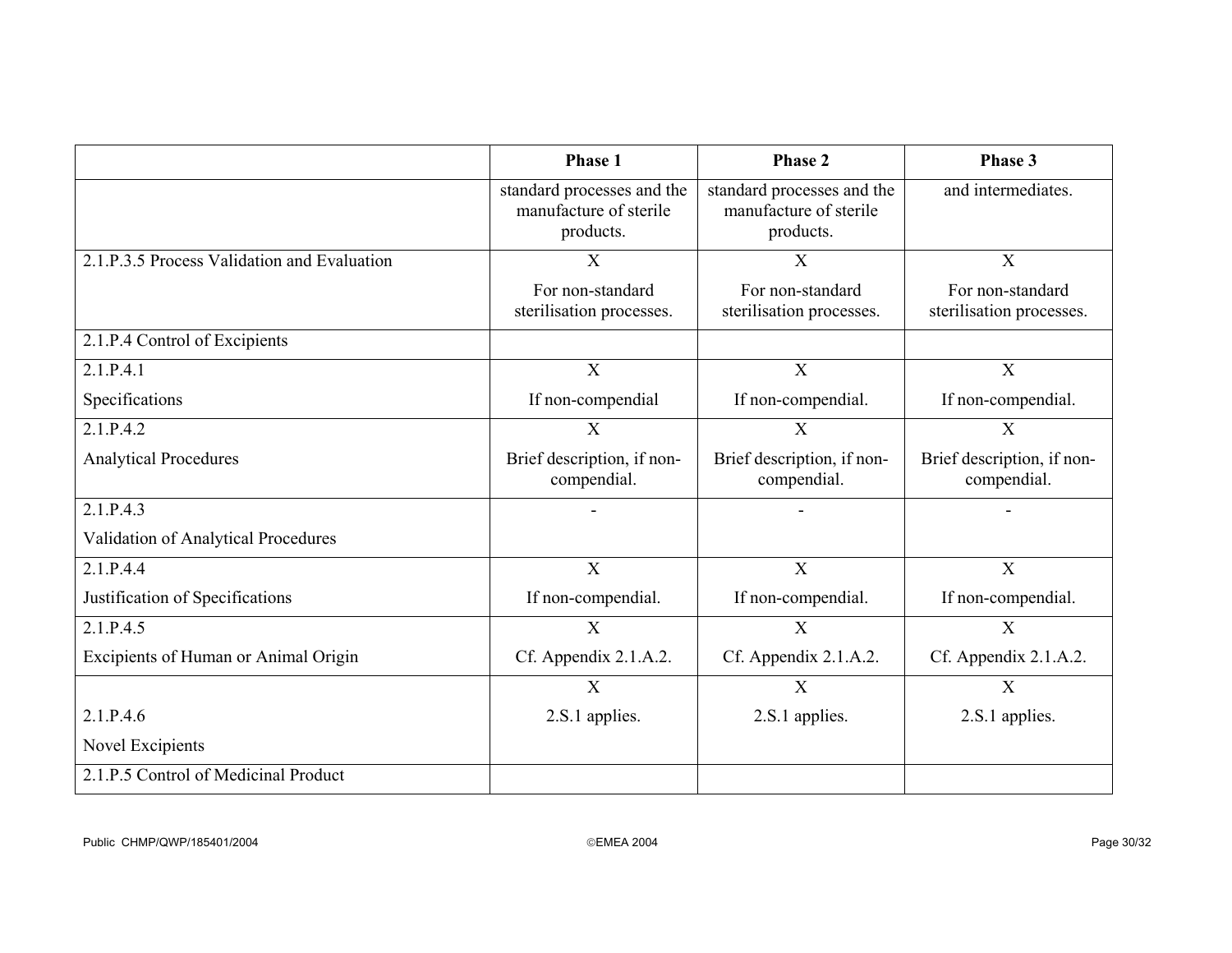| | Phase 1 | Phase 2 | Phase 3 |
|---|---|---|---|
| | standard processes and the manufacture of sterile products. | standard processes and the manufacture of sterile products. | and intermediates. |
| 2.1.P.3.5 Process Validation and Evaluation | X<br>For non-standard sterilisation processes. | X<br>For non-standard sterilisation processes. | X<br>For non-standard sterilisation processes. |
| 2.1.P.4 Control of Excipients | | | |
| 2.1.P.4.1<br>Specifications | X<br>If non-compendial | X<br>If non-compendial. | X<br>If non-compendial. |
| 2.1.P.4.2<br>Analytical Procedures | X<br>Brief description, if non-compendial. | X<br>Brief description, if non-compendial. | X<br>Brief description, if non-compendial. |
| 2.1.P.4.3<br>Validation of Analytical Procedures | - | - | - |
| 2.1.P.4.4<br>Justification of Specifications | X<br>If non-compendial. | X<br>If non-compendial. | X<br>If non-compendial. |
| 2.1.P.4.5<br>Excipients of Human or Animal Origin | X<br>Cf. Appendix 2.1.A.2. | X<br>Cf. Appendix 2.1.A.2. | X<br>Cf. Appendix 2.1.A.2. |
| 2.1.P.4.6<br>Novel Excipients | X<br>2.S.1 applies. | X<br>2.S.1 applies. | X<br>2.S.1 applies. |
| 2.1.P.5 Control of Medicinal Product | | | |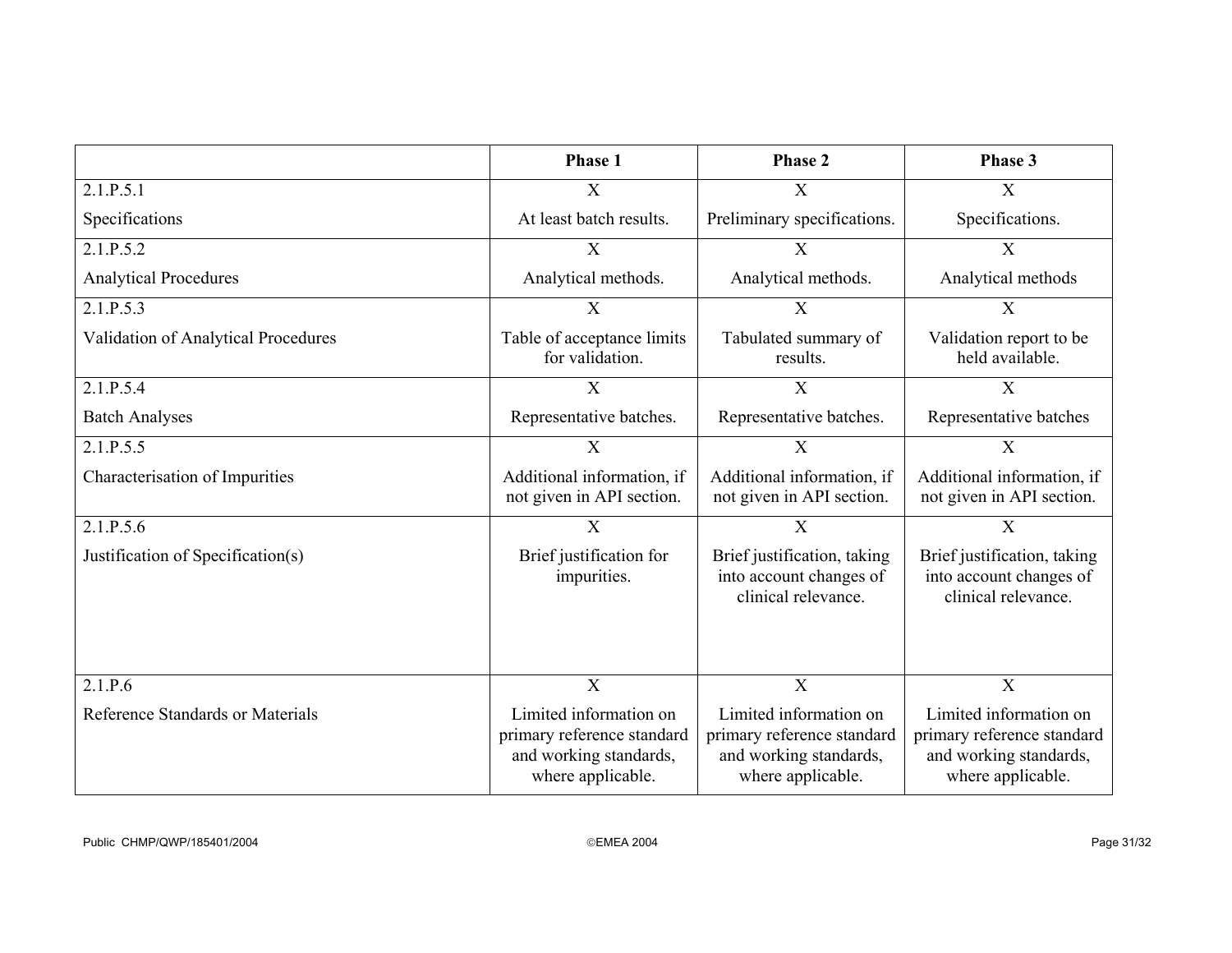| | Phase 1 | Phase 2 | Phase 3 |
|---|---|---|---|
| 2.1.P.5.1<br>Specifications | X<br>At least batch results. | X<br>Preliminary specifications. | X<br>Specifications. |
| 2.1.P.5.2<br>Analytical Procedures | X<br>Analytical methods. | X<br>Analytical methods. | X<br>Analytical methods |
| 2.1.P.5.3<br>Validation of Analytical Procedures | X<br>Table of acceptance limits for validation. | X<br>Tabulated summary of results. | X<br>Validation report to be held available. |
| 2.1.P.5.4<br>Batch Analyses | X<br>Representative batches. | X<br>Representative batches. | X<br>Representative batches |
| 2.1.P.5.5<br>Characterisation of Impurities | X<br>Additional information, if not given in API section. | X<br>Additional information, if not given in API section. | X<br>Additional information, if not given in API section. |
| 2.1.P.5.6<br>Justification of Specification(s) | X<br>Brief justification for impurities. | X<br>Brief justification, taking into account changes of clinical relevance. | X<br>Brief justification, taking into account changes of clinical relevance. |
| 2.1.P.6<br>Reference Standards or Materials | X<br>Limited information on primary reference standard and working standards, where applicable. | X<br>Limited information on primary reference standard and working standards, where applicable. | X<br>Limited information on primary reference standard and working standards, where applicable. |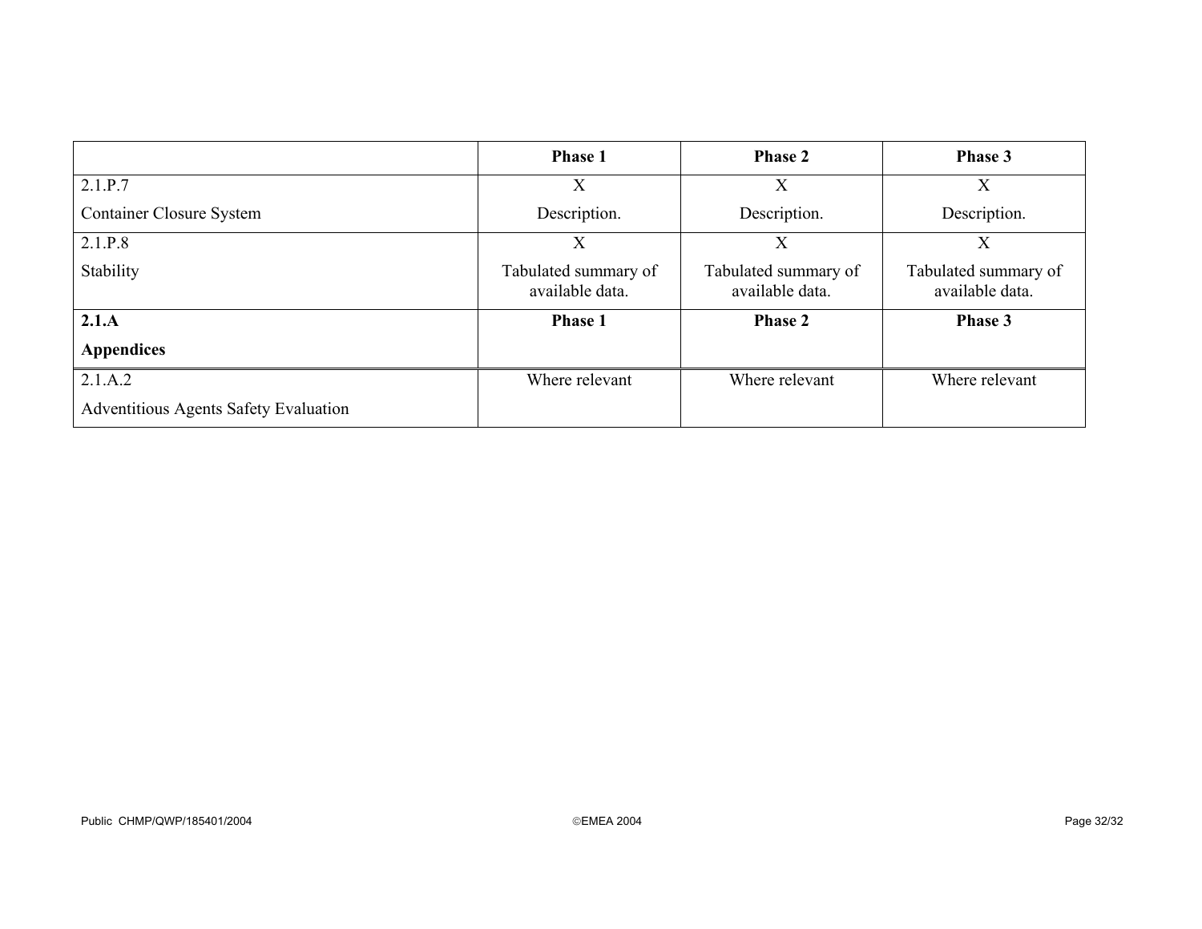| | Phase 1 | Phase 2 | Phase 3 |
|---|---|---|---|
| 2.1.P.7<br>Container Closure System | X<br>Description. | X<br>Description. | X<br>Description. |
| 2.1.P.8<br>Stability | X<br>Tabulated summary of available data. | X<br>Tabulated summary of available data. | X<br>Tabulated summary of available data. |
| **2.1.A**<br>**Appendices** | **Phase 1** | **Phase 2** | **Phase 3** |
| 2.1.A.2<br>Adventitious Agents Safety Evaluation | Where relevant | Where relevant | Where relevant |